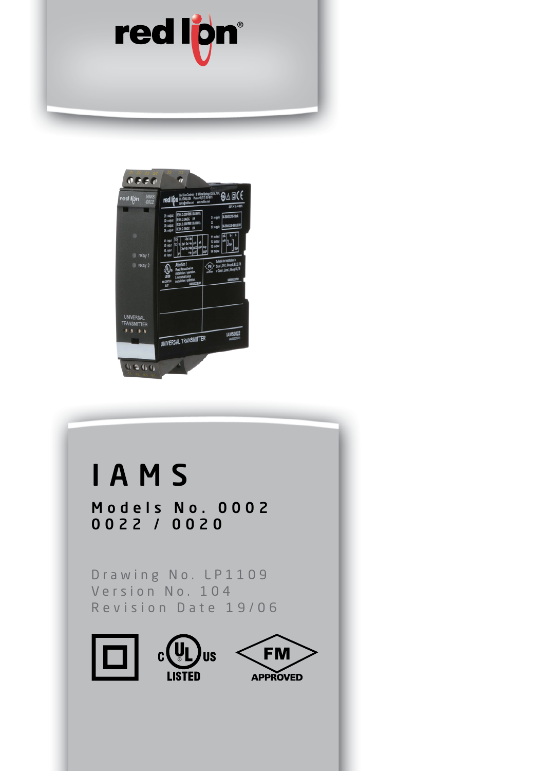red lion

# IAMS

## Models No. 0002 0022 / 0020

Drawing No. LP1109
Version No. 104
Revision Date 19/06

c UL us LISTED

FM APPROVED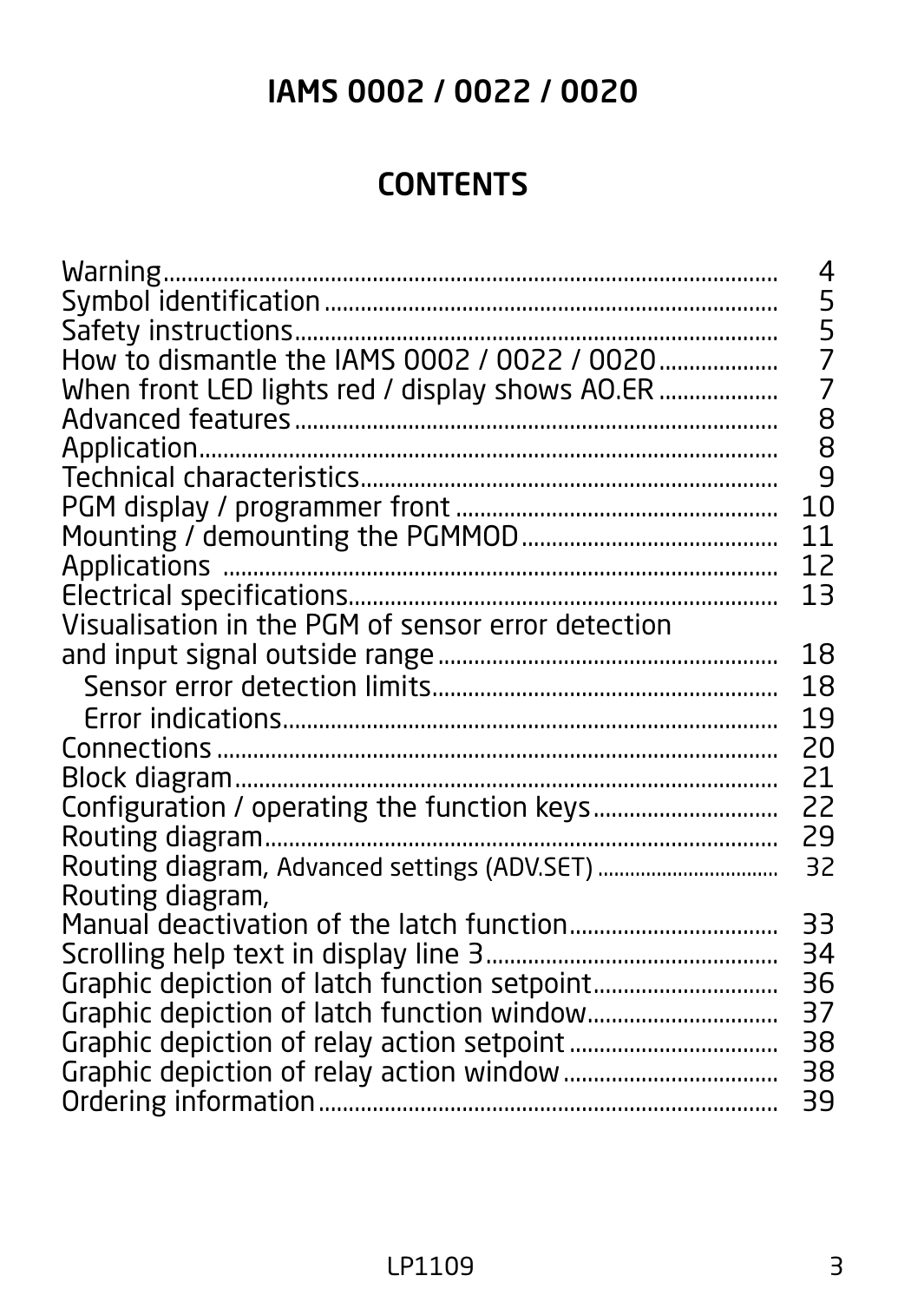# IAMS 0002 / 0022 / 0020

## CONTENTS

| | |
|---|---|
| Warning | 4 |
| Symbol identification | 5 |
| Safety instructions | 5 |
| How to dismantle the IAMS 0002 / 0022 / 0020 | 7 |
| When front LED lights red / display shows AO.ER | 7 |
| Advanced features | 8 |
| Application | 8 |
| Technical characteristics | 9 |
| PGM display / programmer front | 10 |
| Mounting / demounting the PGMMOD | 11 |
| Applications | 12 |
| Electrical specifications | 13 |
| Visualisation in the PGM of sensor error detection and input signal outside range | 18 |
| Sensor error detection limits | 18 |
| Error indications | 19 |
| Connections | 20 |
| Block diagram | 21 |
| Configuration / operating the function keys | 22 |
| Routing diagram | 29 |
| Routing diagram, Advanced settings (ADV.SET) | 32 |
| Routing diagram, Manual deactivation of the latch function | 33 |
| Scrolling help text in display line 3 | 34 |
| Graphic depiction of latch function setpoint | 36 |
| Graphic depiction of latch function window | 37 |
| Graphic depiction of relay action setpoint | 38 |
| Graphic depiction of relay action window | 38 |
| Ordering information | 39 |

LP1109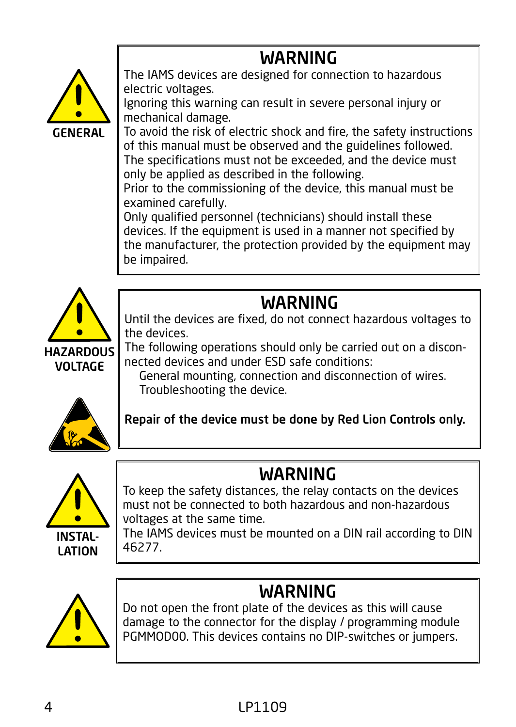GENERAL

## WARNING

The IAMS devices are designed for connection to hazardous electric voltages.
Ignoring this warning can result in severe personal injury or mechanical damage.
To avoid the risk of electric shock and fire, the safety instructions of this manual must be observed and the guidelines followed.
The specifications must not be exceeded, and the device must only be applied as described in the following.
Prior to the commissioning of the device, this manual must be examined carefully.
Only qualified personnel (technicians) should install these devices. If the equipment is used in a manner not specified by the manufacturer, the protection provided by the equipment may be impaired.

HAZARDOUS VOLTAGE

## WARNING

Until the devices are fixed, do not connect hazardous voltages to the devices.
The following operations should only be carried out on a disconnected devices and under ESD safe conditions:

General mounting, connection and disconnection of wires.
Troubleshooting the device.

**Repair of the device must be done by Red Lion Controls only.**

INSTAL-LATION

## WARNING

To keep the safety distances, the relay contacts on the devices must not be connected to both hazardous and non-hazardous voltages at the same time.
The IAMS devices must be mounted on a DIN rail according to DIN 46277.

## WARNING

Do not open the front plate of the devices as this will cause damage to the connector for the display / programming module PGMMOD00. This devices contains no DIP-switches or jumpers.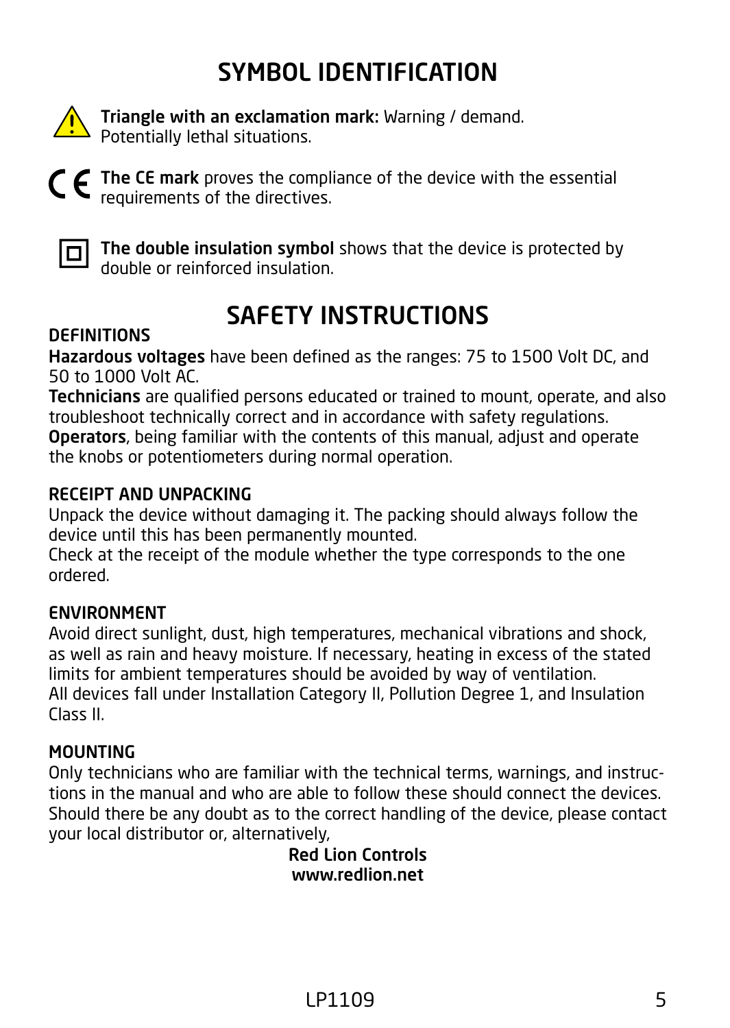# SYMBOL IDENTIFICATION

**Triangle with an exclamation mark:** Warning / demand. Potentially lethal situations.

**The CE mark** proves the compliance of the device with the essential requirements of the directives.

**The double insulation symbol** shows that the device is protected by double or reinforced insulation.

# SAFETY INSTRUCTIONS

## DEFINITIONS

**Hazardous voltages** have been defined as the ranges: 75 to 1500 Volt DC, and 50 to 1000 Volt AC.

**Technicians** are qualified persons educated or trained to mount, operate, and also troubleshoot technically correct and in accordance with safety regulations.

**Operators**, being familiar with the contents of this manual, adjust and operate the knobs or potentiometers during normal operation.

## RECEIPT AND UNPACKING

Unpack the device without damaging it. The packing should always follow the device until this has been permanently mounted.

Check at the receipt of the module whether the type corresponds to the one ordered.

## ENVIRONMENT

Avoid direct sunlight, dust, high temperatures, mechanical vibrations and shock, as well as rain and heavy moisture. If necessary, heating in excess of the stated limits for ambient temperatures should be avoided by way of ventilation.

All devices fall under Installation Category II, Pollution Degree 1, and Insulation Class II.

## MOUNTING

Only technicians who are familiar with the technical terms, warnings, and instructions in the manual and who are able to follow these should connect the devices. Should there be any doubt as to the correct handling of the device, please contact your local distributor or, alternatively,

**Red Lion Controls**
**www.redlion.net**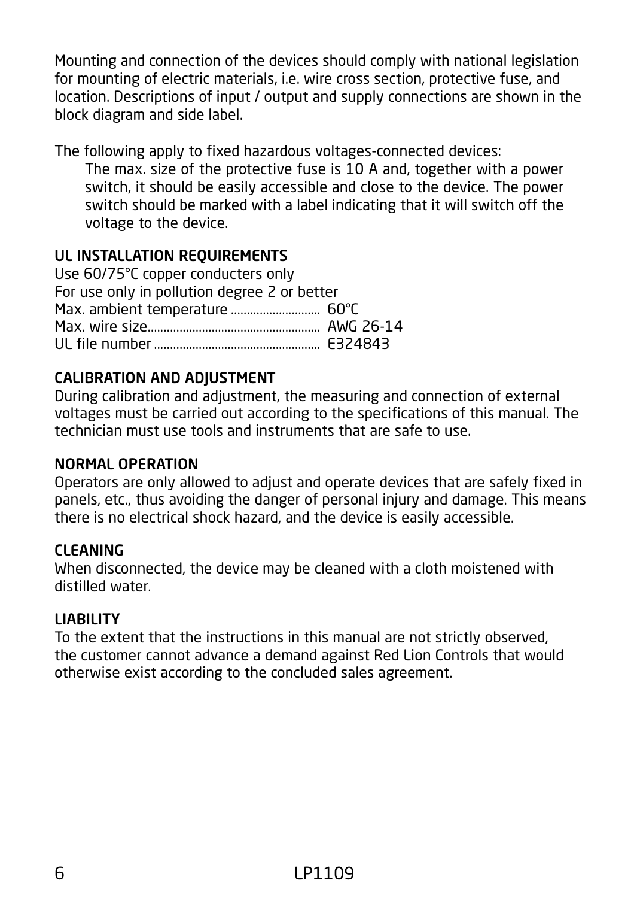Mounting and connection of the devices should comply with national legislation for mounting of electric materials, i.e. wire cross section, protective fuse, and location. Descriptions of input / output and supply connections are shown in the block diagram and side label.

The following apply to fixed hazardous voltages-connected devices:

> The max. size of the protective fuse is 10 A and, together with a power switch, it should be easily accessible and close to the device. The power switch should be marked with a label indicating that it will switch off the voltage to the device.

## UL INSTALLATION REQUIREMENTS

Use 60/75°C copper conducters only
For use only in pollution degree 2 or better
Max. ambient temperature ........................... 60°C
Max. wire size...................................................... AWG 26-14
UL file number .................................................... E324843

## CALIBRATION AND ADJUSTMENT

During calibration and adjustment, the measuring and connection of external voltages must be carried out according to the specifications of this manual. The technician must use tools and instruments that are safe to use.

## NORMAL OPERATION

Operators are only allowed to adjust and operate devices that are safely fixed in panels, etc., thus avoiding the danger of personal injury and damage. This means there is no electrical shock hazard, and the device is easily accessible.

## CLEANING

When disconnected, the device may be cleaned with a cloth moistened with distilled water.

## LIABILITY

To the extent that the instructions in this manual are not strictly observed, the customer cannot advance a demand against Red Lion Controls that would otherwise exist according to the concluded sales agreement.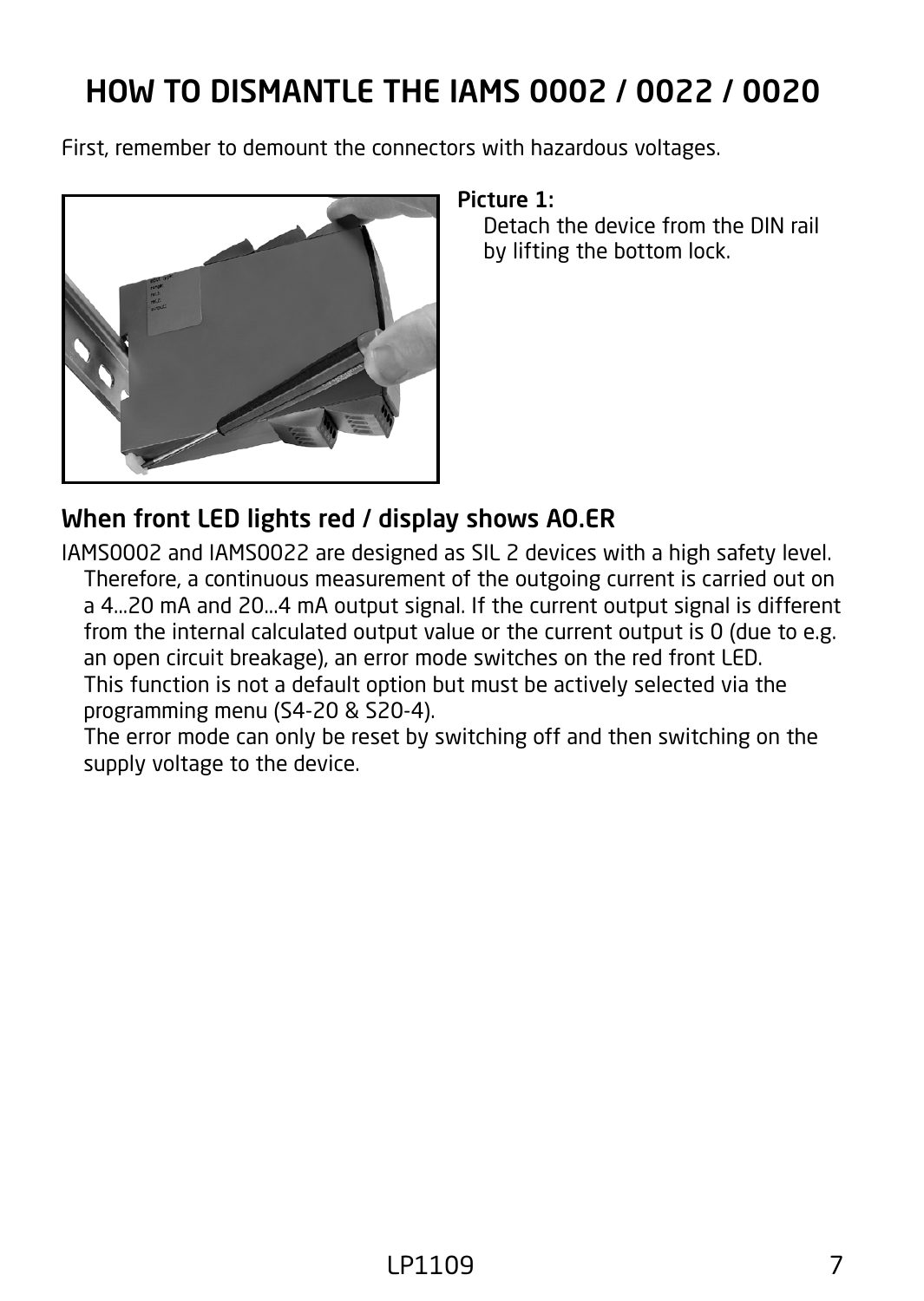# HOW TO DISMANTLE THE IAMS 0002 / 0022 / 0020

First, remember to demount the connectors with hazardous voltages.

**Picture 1:**

Detach the device from the DIN rail by lifting the bottom lock.

## When front LED lights red / display shows AO.ER

IAMS0002 and IAMS0022 are designed as SIL 2 devices with a high safety level. Therefore, a continuous measurement of the outgoing current is carried out on a 4...20 mA and 20...4 mA output signal. If the current output signal is different from the internal calculated output value or the current output is 0 (due to e.g. an open circuit breakage), an error mode switches on the red front LED. This function is not a default option but must be actively selected via the programming menu (S4-20 & S20-4).
The error mode can only be reset by switching off and then switching on the supply voltage to the device.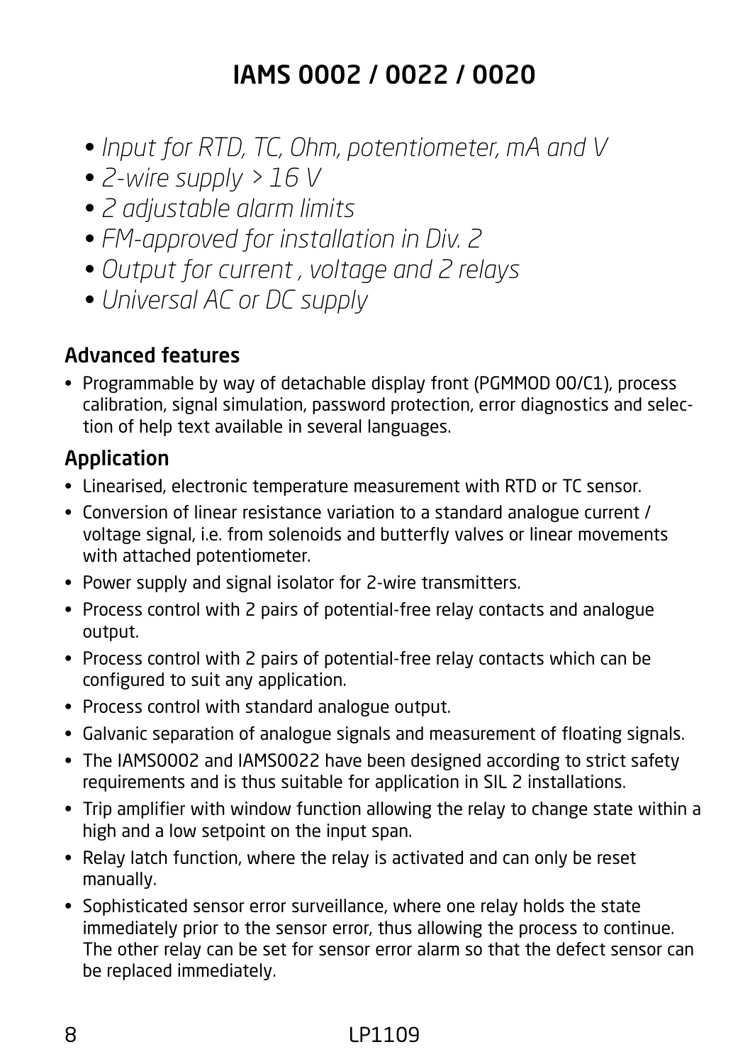# IAMS 0002 / 0022 / 0020

- *Input for RTD, TC, Ohm, potentiometer, mA and V*
- *2-wire supply > 16 V*
- *2 adjustable alarm limits*
- *FM-approved for installation in Div. 2*
- *Output for current , voltage and 2 relays*
- *Universal AC or DC supply*

## Advanced features

- Programmable by way of detachable display front (PGMMOD 00/C1), process calibration, signal simulation, password protection, error diagnostics and selection of help text available in several languages.

## Application

- Linearised, electronic temperature measurement with RTD or TC sensor.
- Conversion of linear resistance variation to a standard analogue current / voltage signal, i.e. from solenoids and butterfly valves or linear movements with attached potentiometer.
- Power supply and signal isolator for 2-wire transmitters.
- Process control with 2 pairs of potential-free relay contacts and analogue output.
- Process control with 2 pairs of potential-free relay contacts which can be configured to suit any application.
- Process control with standard analogue output.
- Galvanic separation of analogue signals and measurement of floating signals.
- The IAMS0002 and IAMS0022 have been designed according to strict safety requirements and is thus suitable for application in SIL 2 installations.
- Trip amplifier with window function allowing the relay to change state within a high and a low setpoint on the input span.
- Relay latch function, where the relay is activated and can only be reset manually.
- Sophisticated sensor error surveillance, where one relay holds the state immediately prior to the sensor error, thus allowing the process to continue. The other relay can be set for sensor error alarm so that the defect sensor can be replaced immediately.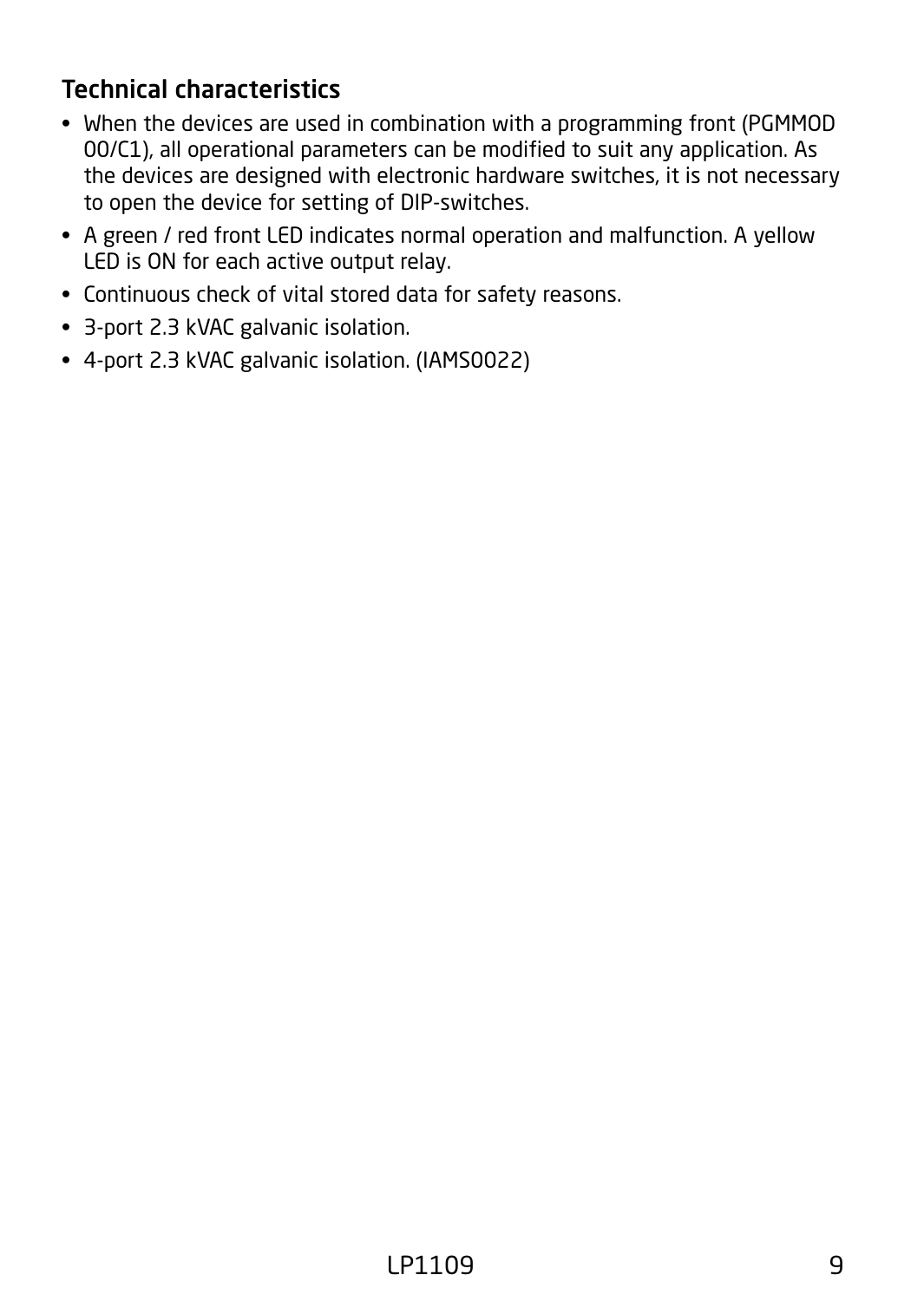## Technical characteristics

- When the devices are used in combination with a programming front (PGMMOD 00/C1), all operational parameters can be modified to suit any application. As the devices are designed with electronic hardware switches, it is not necessary to open the device for setting of DIP-switches.
- A green / red front LED indicates normal operation and malfunction. A yellow LED is ON for each active output relay.
- Continuous check of vital stored data for safety reasons.
- 3-port 2.3 kVAC galvanic isolation.
- 4-port 2.3 kVAC galvanic isolation. (IAMS0022)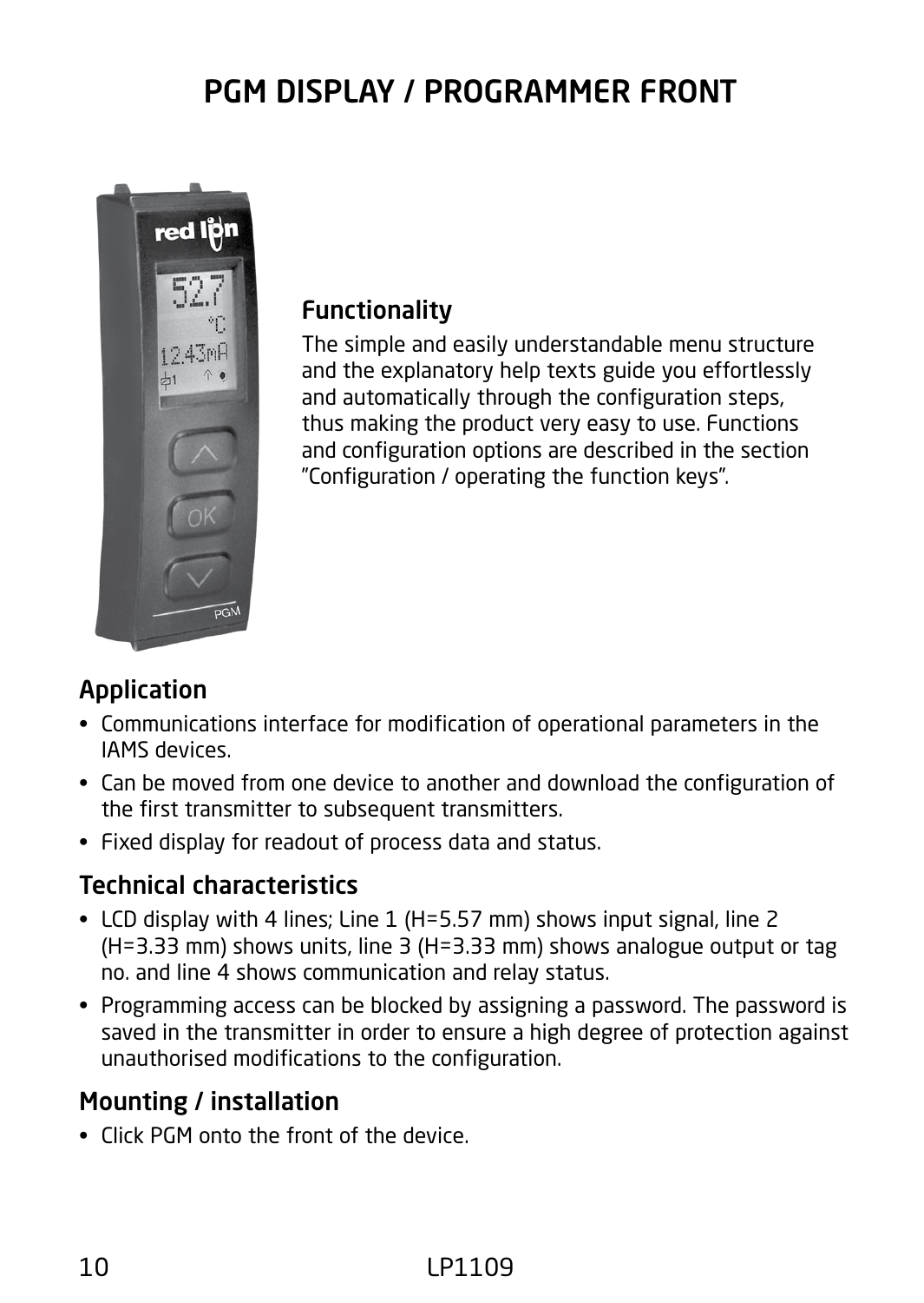# PGM DISPLAY / PROGRAMMER FRONT

## Functionality

The simple and easily understandable menu structure and the explanatory help texts guide you effortlessly and automatically through the configuration steps, thus making the product very easy to use. Functions and configuration options are described in the section "Configuration / operating the function keys".

## Application

- Communications interface for modification of operational parameters in the IAMS devices.
- Can be moved from one device to another and download the configuration of the first transmitter to subsequent transmitters.
- Fixed display for readout of process data and status.

## Technical characteristics

- LCD display with 4 lines; Line 1 (H=5.57 mm) shows input signal, line 2 (H=3.33 mm) shows units, line 3 (H=3.33 mm) shows analogue output or tag no. and line 4 shows communication and relay status.
- Programming access can be blocked by assigning a password. The password is saved in the transmitter in order to ensure a high degree of protection against unauthorised modifications to the configuration.

## Mounting / installation

- Click PGM onto the front of the device.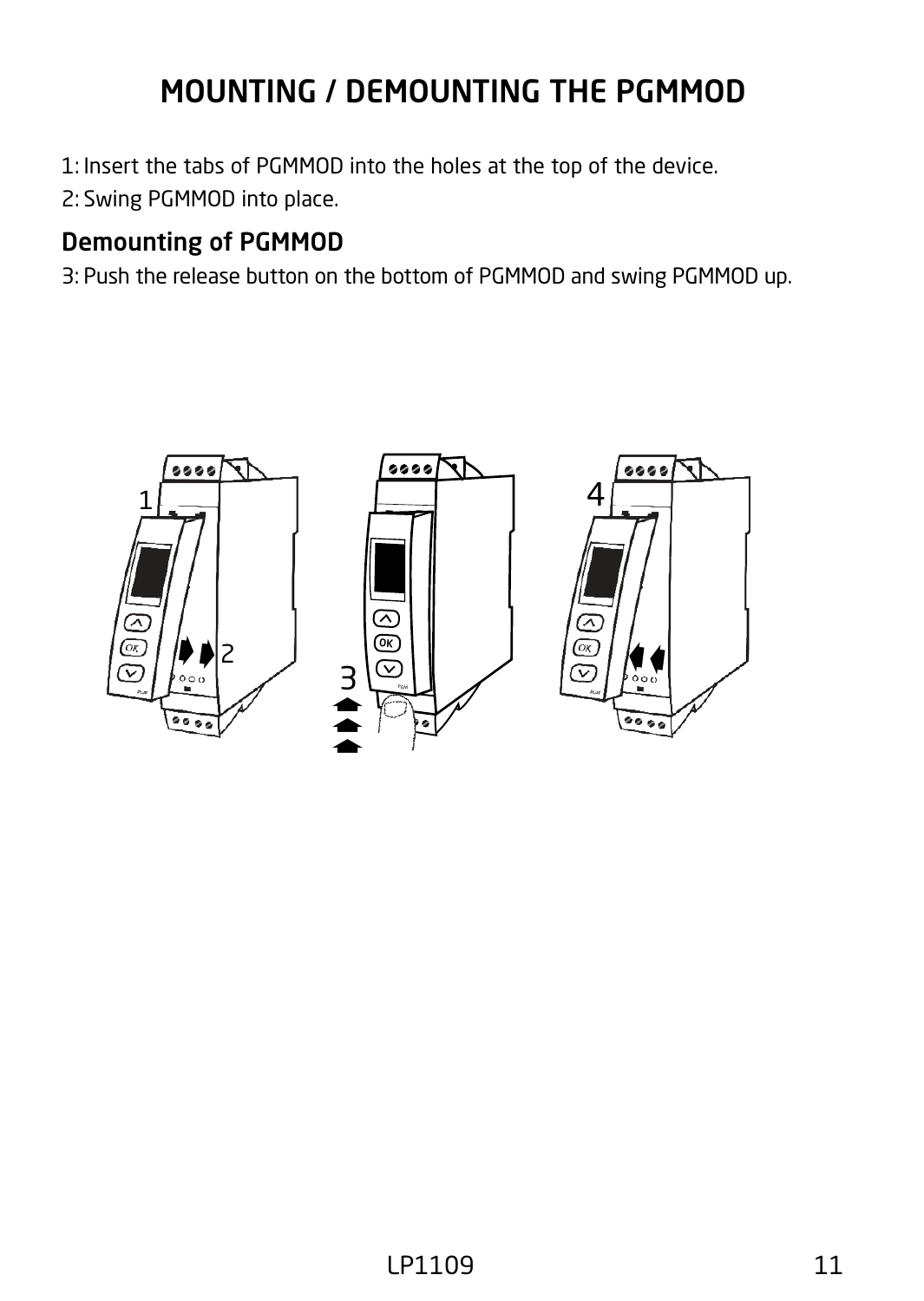# MOUNTING / DEMOUNTING THE PGMMOD

1: Insert the tabs of PGMMOD into the holes at the top of the device.
2: Swing PGMMOD into place.

## Demounting of PGMMOD

3: Push the release button on the bottom of PGMMOD and swing PGMMOD up.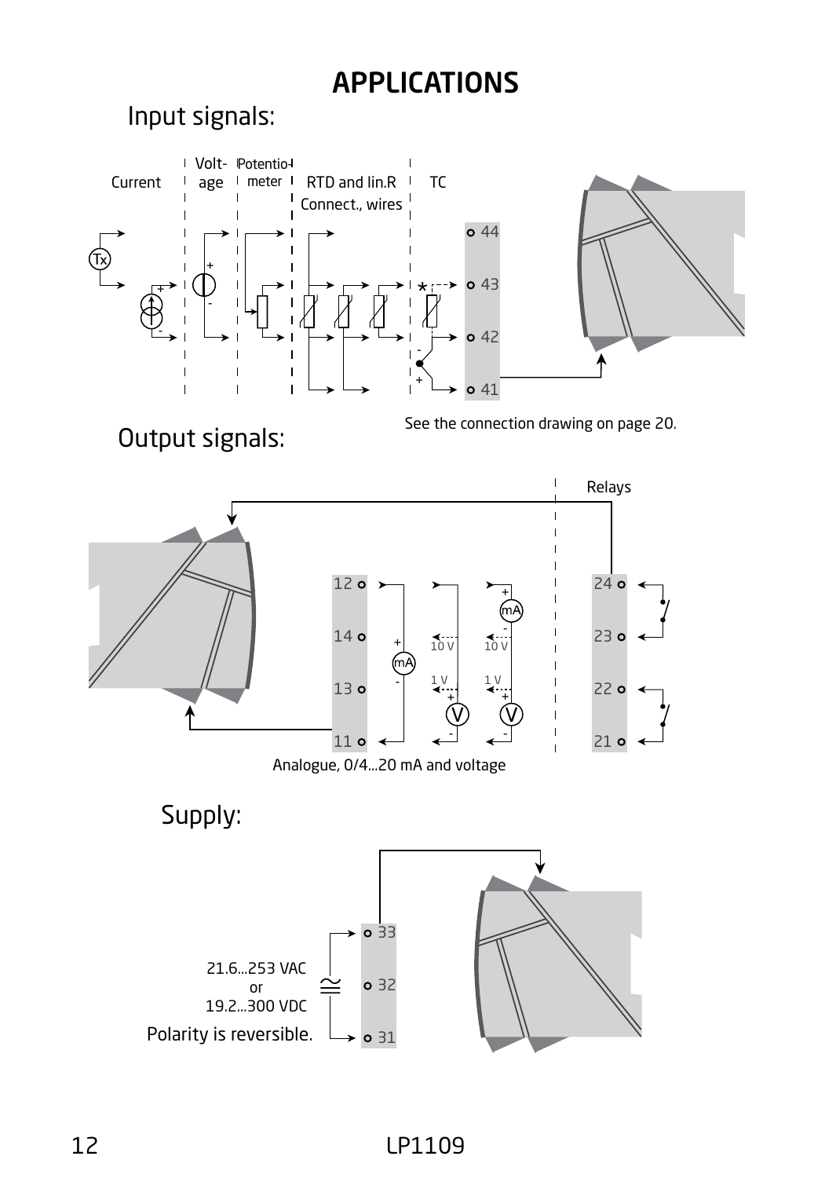# APPLICATIONS

## Input signals:

Current | Voltage | Potentiometer | RTD and lin.R Connect., wires | TC

44
43
42
41

See the connection drawing on page 20.

## Output signals:

Relays

12
14
13
11

10 V
1 V

24
23
22
21

Analogue, 0/4...20 mA and voltage

## Supply:

33
32
31

21.6...253 VAC
or
19.2...300 VDC

Polarity is reversible.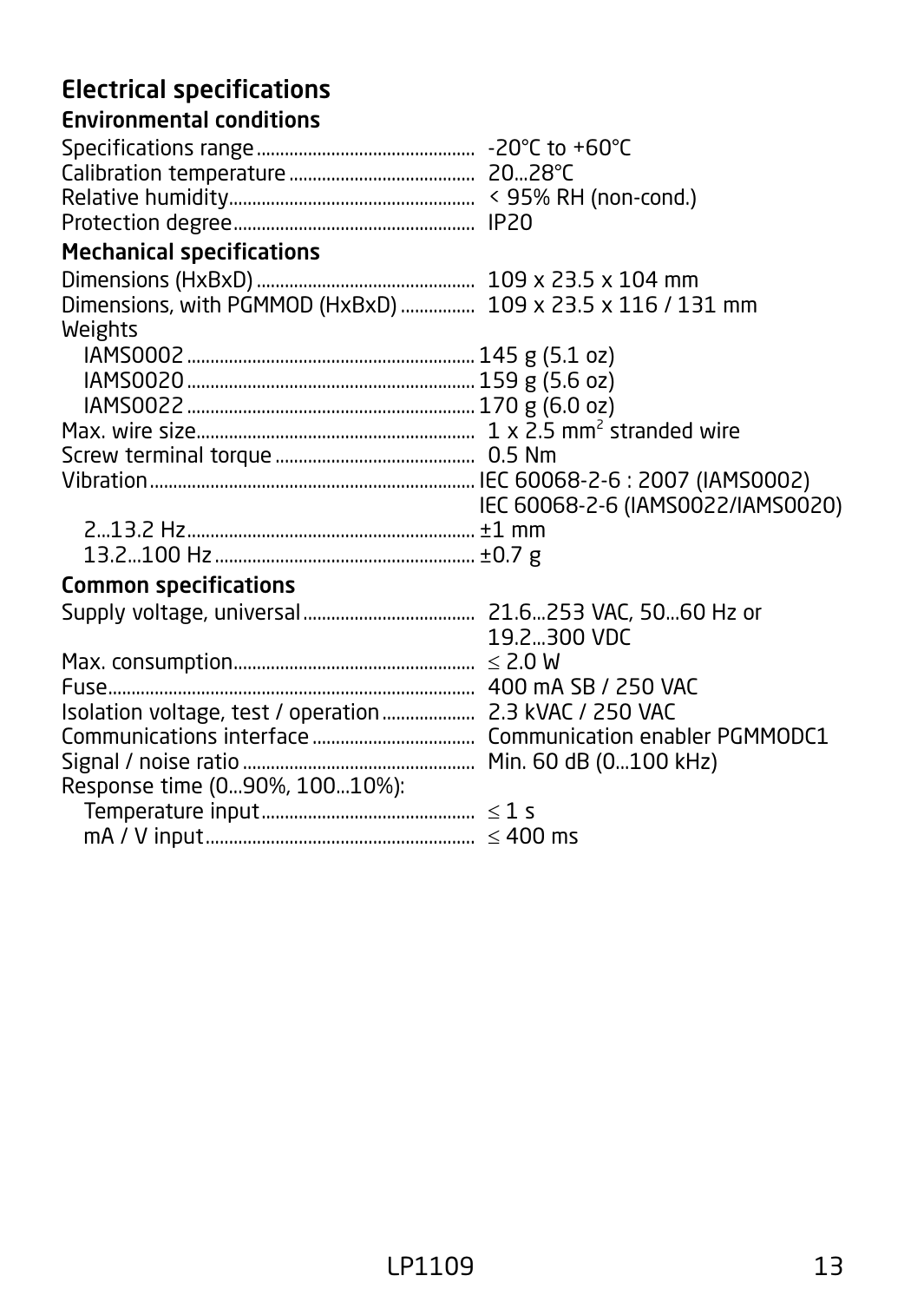## Electrical specifications

### Environmental conditions

Specifications range ............ -20°C to +60°C
Calibration temperature ............ 20...28°C
Relative humidity ............ < 95% RH (non-cond.)
Protection degree ............ IP20

### Mechanical specifications

Dimensions (HxBxD) ............ 109 x 23.5 x 104 mm
Dimensions, with PGMMOD (HxBxD) ............ 109 x 23.5 x 116 / 131 mm
Weights
IAMS0002 ............ 145 g (5.1 oz)
IAMS0020 ............ 159 g (5.6 oz)
IAMS0022 ............ 170 g (6.0 oz)
Max. wire size ............ 1 x 2.5 $mm^2$ stranded wire
Screw terminal torque ............ 0.5 Nm
Vibration ............ IEC 60068-2-6 : 2007 (IAMS0002)
IEC 60068-2-6 (IAMS0022/IAMS0020)
2...13.2 Hz ............ ±1 mm
13.2...100 Hz ............ ±0.7 g

### Common specifications

Supply voltage, universal ............ 21.6...253 VAC, 50...60 Hz or 19.2...300 VDC
Max. consumption ............ ≤ 2.0 W
Fuse ............ 400 mA SB / 250 VAC
Isolation voltage, test / operation ............ 2.3 kVAC / 250 VAC
Communications interface ............ Communication enabler PGMMODC1
Signal / noise ratio ............ Min. 60 dB (0...100 kHz)
Response time (0...90%, 100...10%):
Temperature input ............ ≤ 1 s
mA / V input ............ ≤ 400 ms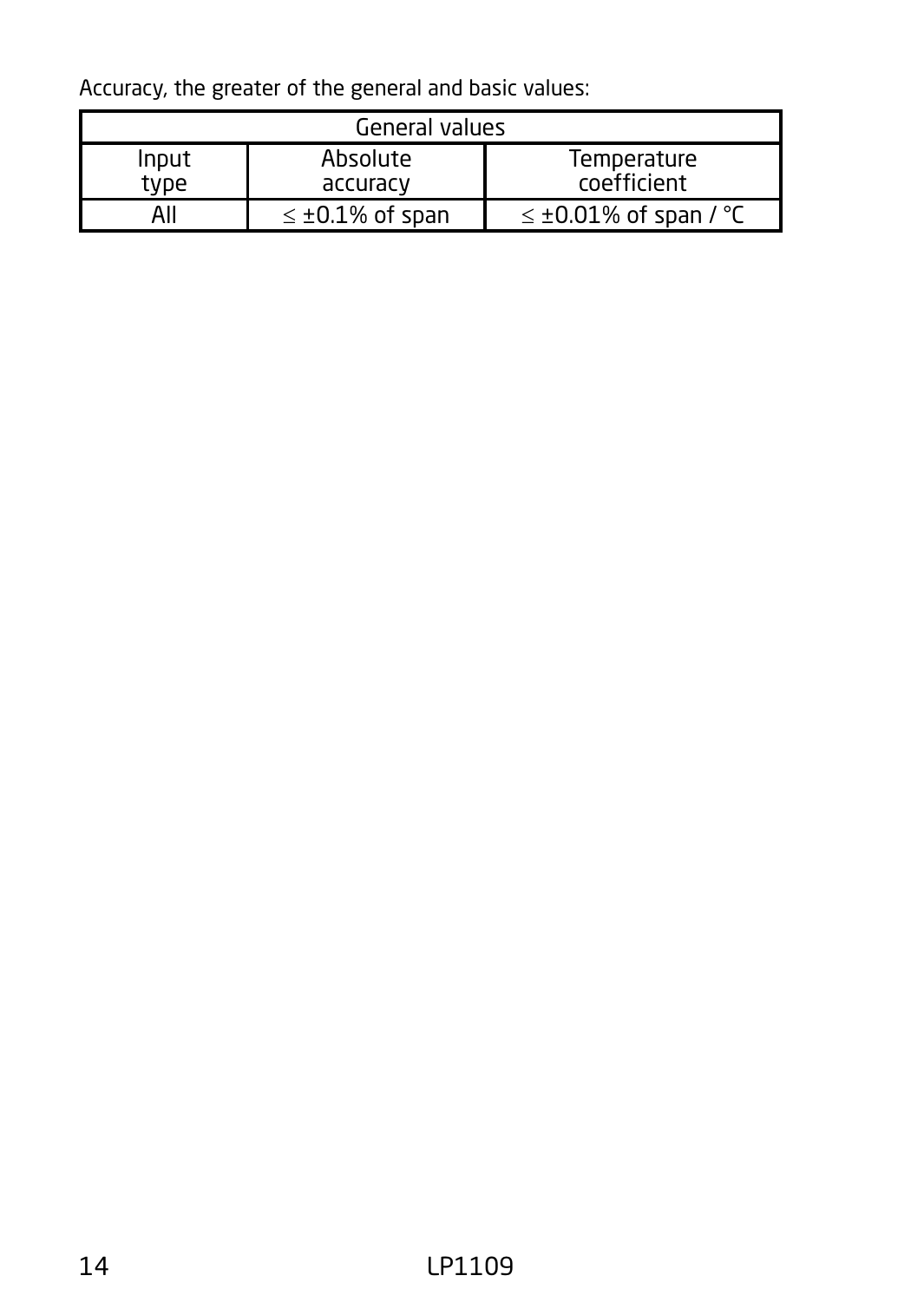Accuracy, the greater of the general and basic values:

| General values | | |
|---|---|---|
| Input type | Absolute accuracy | Temperature coefficient |
| All | ≤ ±0.1% of span | ≤ ±0.01% of span / °C |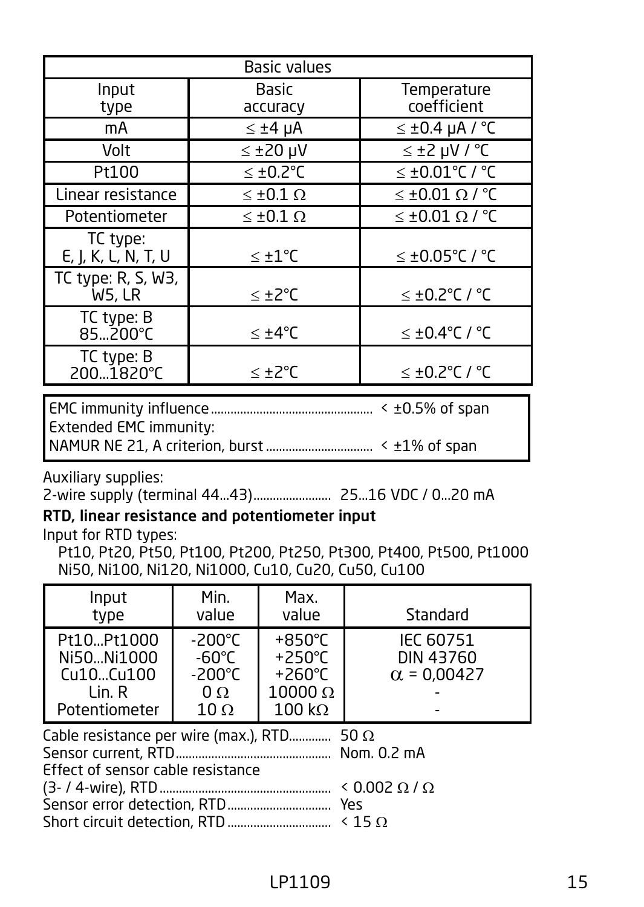| Basic values | | |
|---|---|---|
| Input type | Basic accuracy | Temperature coefficient |
| mA | ≤ ±4 µA | ≤ ±0.4 µA / °C |
| Volt | ≤ ±20 µV | ≤ ±2 µV / °C |
| Pt100 | ≤ ±0.2°C | ≤ ±0.01°C / °C |
| Linear resistance | ≤ ±0.1 Ω | ≤ ±0.01 Ω / °C |
| Potentiometer | ≤ ±0.1 Ω | ≤ ±0.01 Ω / °C |
| TC type: E, J, K, L, N, T, U | ≤ ±1°C | ≤ ±0.05°C / °C |
| TC type: R, S, W3, W5, LR | ≤ ±2°C | ≤ ±0.2°C / °C |
| TC type: B 85...200°C | ≤ ±4°C | ≤ ±0.4°C / °C |
| TC type: B 200...1820°C | ≤ ±2°C | ≤ ±0.2°C / °C |

EMC immunity influence ................................................ < ±0.5% of span
Extended EMC immunity:
NAMUR NE 21, A criterion, burst ................................ < ±1% of span

Auxiliary supplies:
2-wire supply (terminal 44...43)........................ 25...16 VDC / 0...20 mA

**RTD, linear resistance and potentiometer input**

Input for RTD types:
Pt10, Pt20, Pt50, Pt100, Pt200, Pt250, Pt300, Pt400, Pt500, Pt1000
Ni50, Ni100, Ni120, Ni1000, Cu10, Cu20, Cu50, Cu100

| Input type | Min. value | Max. value | Standard |
|---|---|---|---|
| Pt10...Pt1000 | -200°C | +850°C | IEC 60751 |
| Ni50...Ni1000 | -60°C | +250°C | DIN 43760 |
| Cu10...Cu100 | -200°C | +260°C | $\alpha$ = 0,00427 |
| Lin. R | 0 Ω | 10000 Ω | - |
| Potentiometer | 10 Ω | 100 kΩ | - |

Cable resistance per wire (max.), RTD............. 50 Ω
Sensor current, RTD................................................ Nom. 0.2 mA
Effect of sensor cable resistance
(3- / 4-wire), RTD ..................................................... < 0.002 Ω / Ω
Sensor error detection, RTD................................ Yes
Short circuit detection, RTD ................................ < 15 Ω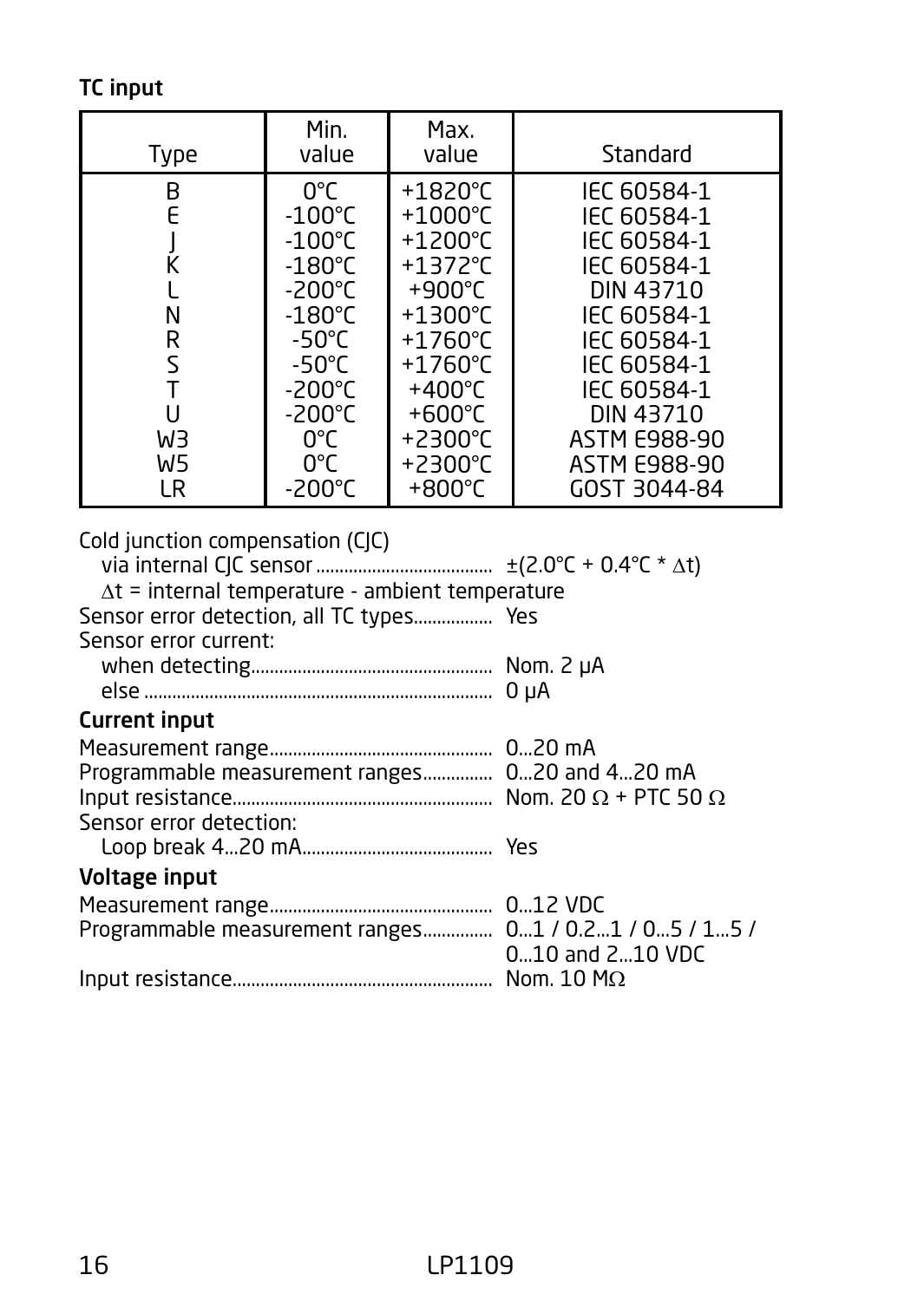**TC input**

| Type | Min. value | Max. value | Standard |
|---|---|---|---|
| B | 0°C | +1820°C | IEC 60584-1 |
| E | -100°C | +1000°C | IEC 60584-1 |
| J | -100°C | +1200°C | IEC 60584-1 |
| K | -180°C | +1372°C | IEC 60584-1 |
| L | -200°C | +900°C | DIN 43710 |
| N | -180°C | +1300°C | IEC 60584-1 |
| R | -50°C | +1760°C | IEC 60584-1 |
| S | -50°C | +1760°C | IEC 60584-1 |
| T | -200°C | +400°C | IEC 60584-1 |
| U | -200°C | +600°C | DIN 43710 |
| W3 | 0°C | +2300°C | ASTM E988-90 |
| W5 | 0°C | +2300°C | ASTM E988-90 |
| LR | -200°C | +800°C | GOST 3044-84 |

Cold junction compensation (CJC)
  via internal CJC sensor ...................................... ±(2.0°C + 0.4°C * $\Delta$t)
  $\Delta$t = internal temperature - ambient temperature
Sensor error detection, all TC types................. Yes
Sensor error current:
  when detecting.................................................... Nom. 2 μA
  else ........................................................................ 0 μA

**Current input**

Measurement range................................................ 0...20 mA
Programmable measurement ranges............... 0...20 and 4...20 mA
Input resistance....................................................... Nom. 20 Ω + PTC 50 Ω
Sensor error detection:
  Loop break 4...20 mA......................................... Yes

**Voltage input**

Measurement range................................................ 0...12 VDC
Programmable measurement ranges............... 0...1 / 0.2...1 / 0...5 / 1...5 / 0...10 and 2...10 VDC
Input resistance....................................................... Nom. 10 MΩ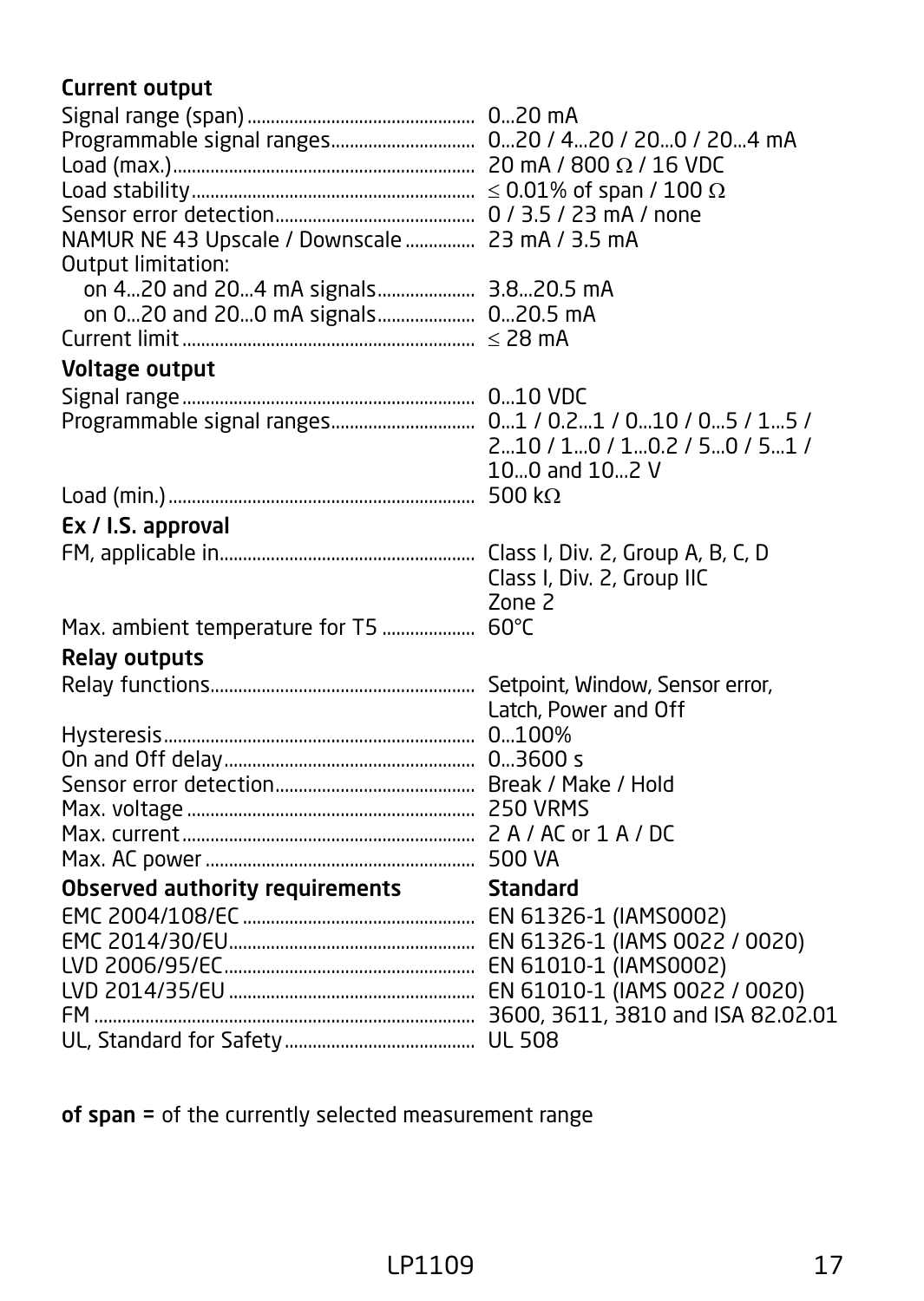**Current output**

| | |
|---|---|
| Signal range (span) | 0...20 mA |
| Programmable signal ranges | 0...20 / 4...20 / 20...0 / 20...4 mA |
| Load (max.) | 20 mA / 800 Ω / 16 VDC |
| Load stability | ≤ 0.01% of span / 100 Ω |
| Sensor error detection | 0 / 3.5 / 23 mA / none |
| NAMUR NE 43 Upscale / Downscale | 23 mA / 3.5 mA |
| Output limitation: | |
| on 4...20 and 20...4 mA signals | 3.8...20.5 mA |
| on 0...20 and 20...0 mA signals | 0...20.5 mA |
| Current limit | ≤ 28 mA |

**Voltage output**

| | |
|---|---|
| Signal range | 0...10 VDC |
| Programmable signal ranges | 0...1 / 0.2...1 / 0...10 / 0...5 / 1...5 / 2...10 / 1...0 / 1...0.2 / 5...0 / 5...1 / 10...0 and 10...2 V |
| Load (min.) | 500 kΩ |

**Ex / I.S. approval**

| | |
|---|---|
| FM, applicable in | Class I, Div. 2, Group A, B, C, D<br>Class I, Div. 2, Group IIC<br>Zone 2 |
| Max. ambient temperature for T5 | 60°C |

**Relay outputs**

| | |
|---|---|
| Relay functions | Setpoint, Window, Sensor error, Latch, Power and Off |
| Hysteresis | 0...100% |
| On and Off delay | 0...3600 s |
| Sensor error detection | Break / Make / Hold |
| Max. voltage | 250 VRMS |
| Max. current | 2 A / AC or 1 A / DC |
| Max. AC power | 500 VA |

| **Observed authority requirements** | **Standard** |
|---|---|
| EMC 2004/108/EC | EN 61326-1 (IAMS0002) |
| EMC 2014/30/EU | EN 61326-1 (IAMS 0022 / 0020) |
| LVD 2006/95/EC | EN 61010-1 (IAMS0002) |
| LVD 2014/35/EU | EN 61010-1 (IAMS 0022 / 0020) |
| FM | 3600, 3611, 3810 and ISA 82.02.01 |
| UL, Standard for Safety | UL 508 |

**of span** = of the currently selected measurement range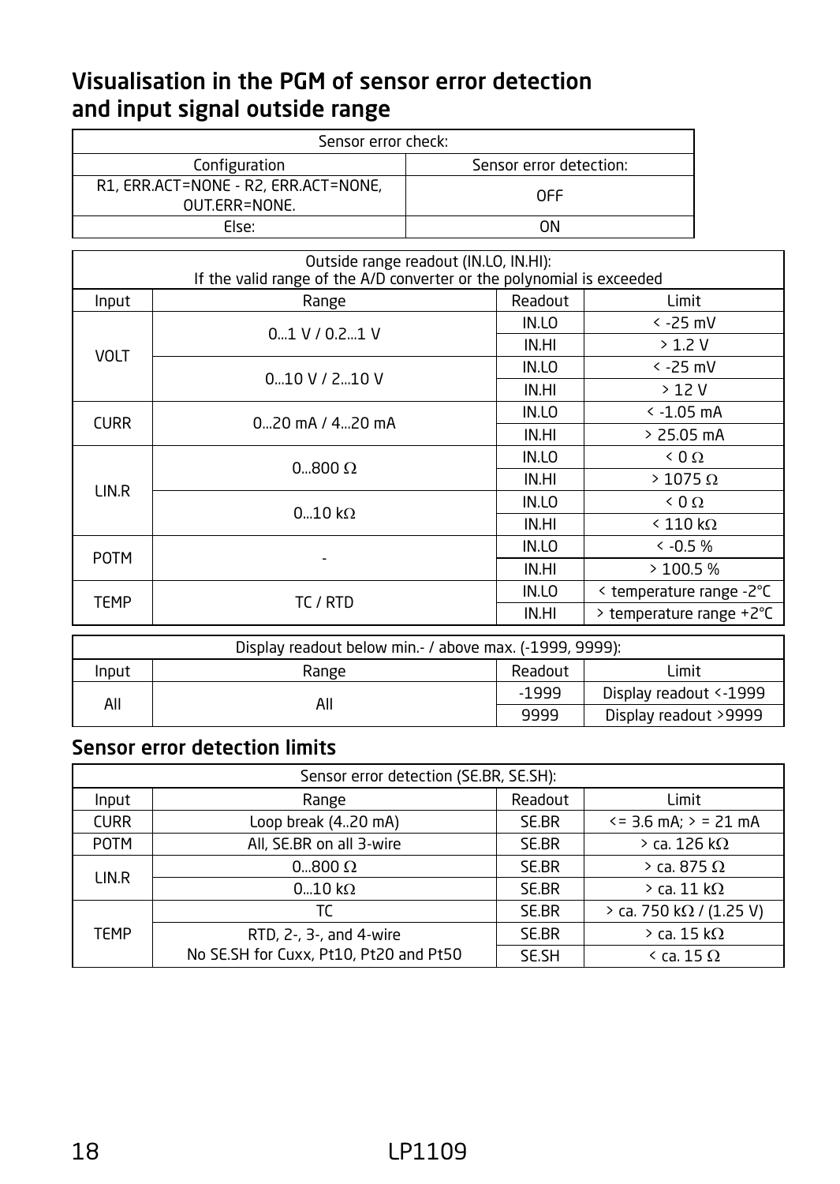## Visualisation in the PGM of sensor error detection and input signal outside range

| Sensor error check: | |
|---|---|
| Configuration | Sensor error detection: |
| R1, ERR.ACT=NONE - R2, ERR.ACT=NONE, OUT.ERR=NONE. | OFF |
| Else: | ON |

| Outside range readout (IN.LO, IN.HI): If the valid range of the A/D converter or the polynomial is exceeded | | | |
|---|---|---|---|
| Input | Range | Readout | Limit |
| VOLT | 0...1 V / 0.2...1 V | IN.LO | < -25 mV |
| | | IN.HI | > 1.2 V |
| | 0...10 V / 2...10 V | IN.LO | < -25 mV |
| | | IN.HI | > 12 V |
| CURR | 0...20 mA / 4...20 mA | IN.LO | < -1.05 mA |
| | | IN.HI | > 25.05 mA |
| LIN.R | 0...800 Ω | IN.LO | < 0 Ω |
| | | IN.HI | > 1075 Ω |
| | 0...10 kΩ | IN.LO | < 0 Ω |
| | | IN.HI | < 110 kΩ |
| POTM | - | IN.LO | < -0.5 % |
| | | IN.HI | > 100.5 % |
| TEMP | TC / RTD | IN.LO | < temperature range -2°C |
| | | IN.HI | > temperature range +2°C |

| Display readout below min.- / above max. (-1999, 9999): | | | |
|---|---|---|---|
| Input | Range | Readout | Limit |
| All | All | -1999 | Display readout <-1999 |
| | | 9999 | Display readout >9999 |

## Sensor error detection limits

| Sensor error detection (SE.BR, SE.SH): | | | |
|---|---|---|---|
| Input | Range | Readout | Limit |
| CURR | Loop break (4..20 mA) | SE.BR | <= 3.6 mA; > = 21 mA |
| POTM | All, SE.BR on all 3-wire | SE.BR | > ca. 126 kΩ |
| LIN.R | 0...800 Ω | SE.BR | > ca. 875 Ω |
| | 0...10 kΩ | SE.BR | > ca. 11 kΩ |
| TEMP | TC | SE.BR | > ca. 750 kΩ / (1.25 V) |
| | RTD, 2-, 3-, and 4-wire No SE.SH for Cuxx, Pt10, Pt20 and Pt50 | SE.BR | > ca. 15 kΩ |
| | | SE.SH | < ca. 15 Ω |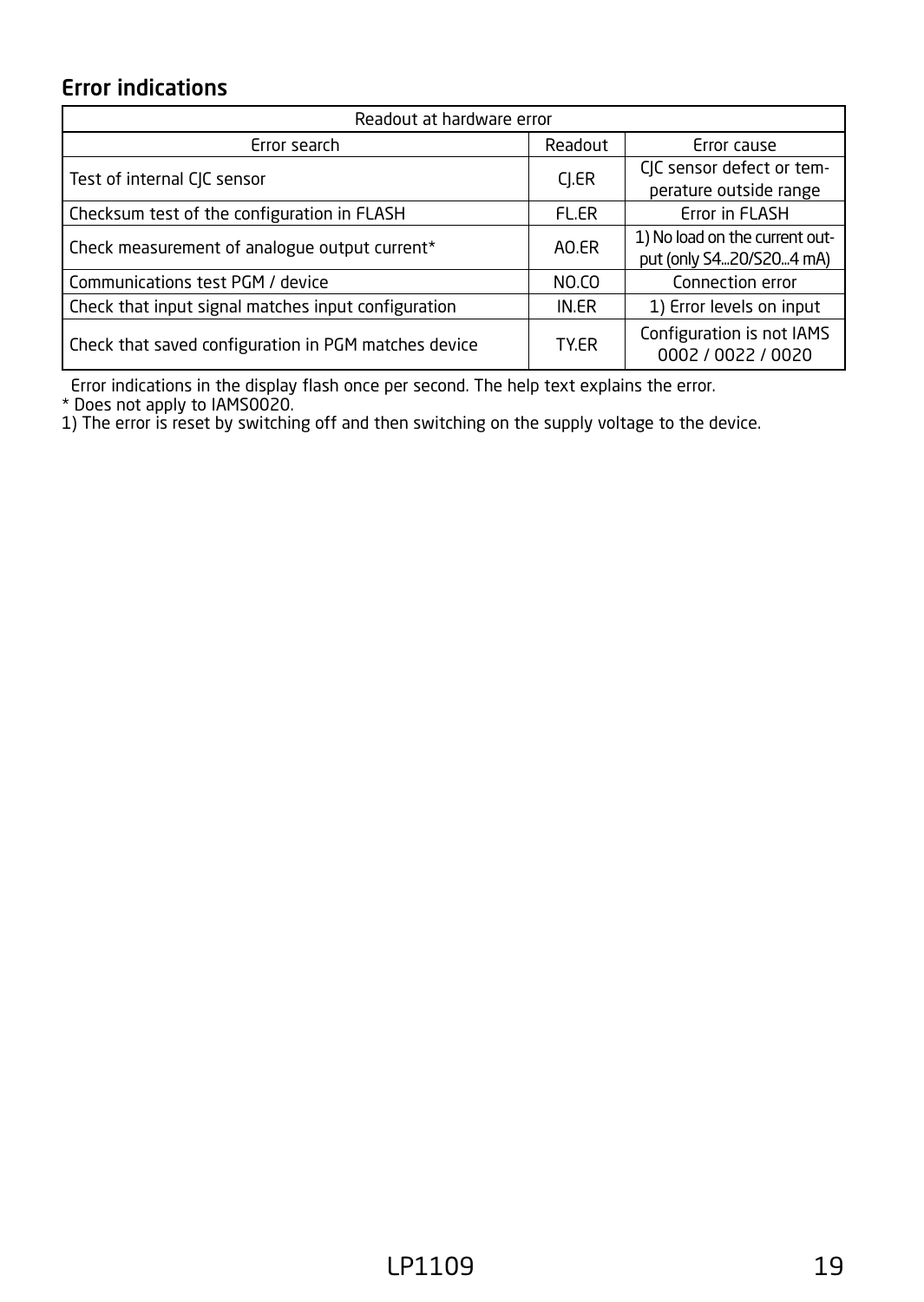## Error indications

| Readout at hardware error | | |
|---|---|---|
| Error search | Readout | Error cause |
| Test of internal CJC sensor | CJ.ER | CJC sensor defect or temperature outside range |
| Checksum test of the configuration in FLASH | FL.ER | Error in FLASH |
| Check measurement of analogue output current* | AO.ER | 1) No load on the current output (only S4...20/S20...4 mA) |
| Communications test PGM / device | NO.CO | Connection error |
| Check that input signal matches input configuration | IN.ER | 1) Error levels on input |
| Check that saved configuration in PGM matches device | TY.ER | Configuration is not IAMS 0002 / 0022 / 0020 |

Error indications in the display flash once per second. The help text explains the error.

* Does not apply to IAMS0020.

1) The error is reset by switching off and then switching on the supply voltage to the device.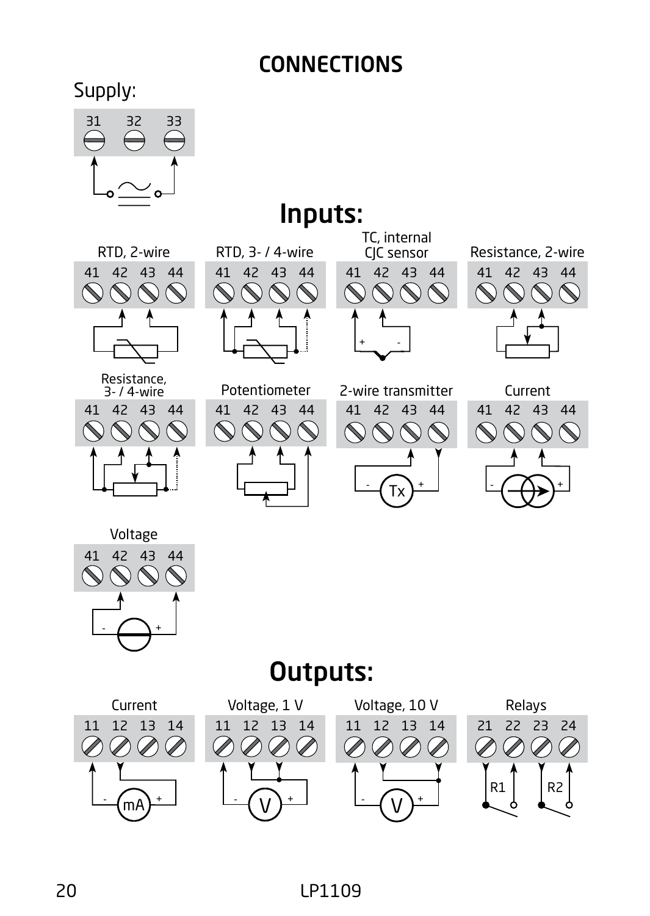# CONNECTIONS

Supply:

31 32 33

## Inputs:

RTD, 2-wire

41 42 43 44

RTD, 3- / 4-wire

41 42 43 44

TC, internal CJC sensor

41 42 43 44

Resistance, 2-wire

41 42 43 44

Resistance, 3- / 4-wire

41 42 43 44

Potentiometer

41 42 43 44

2-wire transmitter

41 42 43 44

Current

41 42 43 44

Voltage

41 42 43 44

## Outputs:

Current

11 12 13 14

Voltage, 1 V

11 12 13 14

Voltage, 10 V

11 12 13 14

Relays

21 22 23 24

R1 R2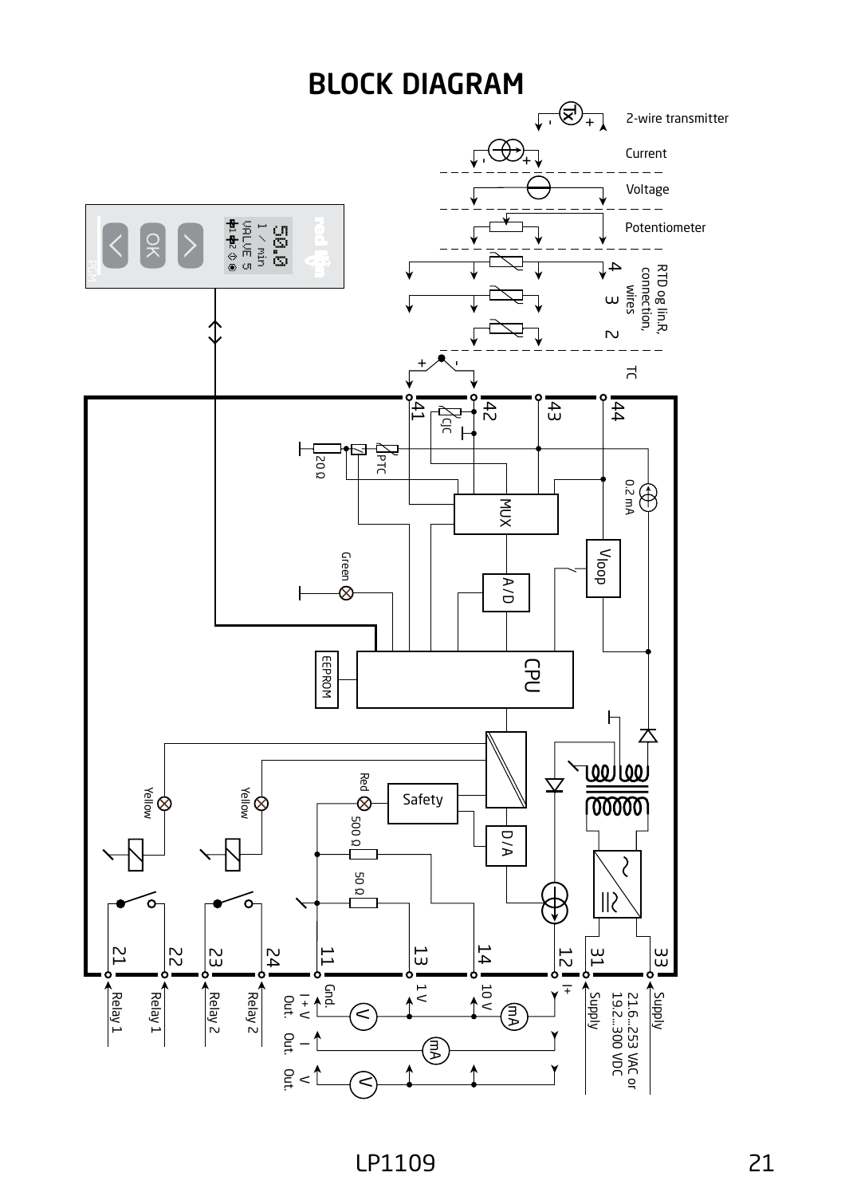# BLOCK DIAGRAM

2-wire transmitter

Current

Voltage

Potentiometer

RTD og lin.R, connection, wires 4 3 2

TC

41 42 43 44

CJC

20 Ω

PTC

0.2 mA

MUX

Vloop

Green

A/D

EEPROM

CPU

Yellow

Yellow

Red

Safety

500 Ω

D/A

50 Ω

21 22 23 24 11 13 14 12 31 33

Relay 1 Relay 1 Relay 2 Relay 2

Gnd. I + V Out.

1 V

10 V

I+

I Out.

V Out.

Supply

21.6...253 VAC or 19.2...300 VDC

Supply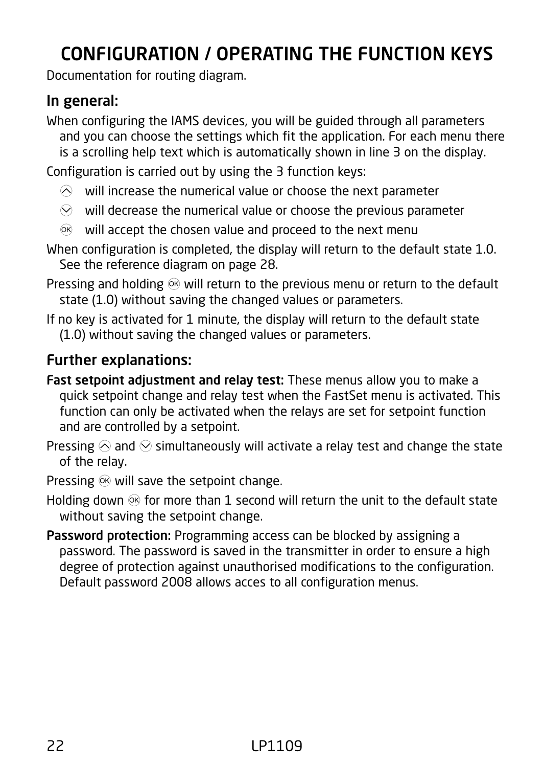# CONFIGURATION / OPERATING THE FUNCTION KEYS

Documentation for routing diagram.

## In general:

When configuring the IAMS devices, you will be guided through all parameters and you can choose the settings which fit the application. For each menu there is a scrolling help text which is automatically shown in line 3 on the display.

Configuration is carried out by using the 3 function keys:

- ⌃ will increase the numerical value or choose the next parameter
- ⌄ will decrease the numerical value or choose the previous parameter
- OK will accept the chosen value and proceed to the next menu

When configuration is completed, the display will return to the default state 1.0. See the reference diagram on page 28.

Pressing and holding OK will return to the previous menu or return to the default state (1.0) without saving the changed values or parameters.

If no key is activated for 1 minute, the display will return to the default state (1.0) without saving the changed values or parameters.

## Further explanations:

**Fast setpoint adjustment and relay test:** These menus allow you to make a quick setpoint change and relay test when the FastSet menu is activated. This function can only be activated when the relays are set for setpoint function and are controlled by a setpoint.

Pressing ⌃ and ⌄ simultaneously will activate a relay test and change the state of the relay.

Pressing OK will save the setpoint change.

Holding down OK for more than 1 second will return the unit to the default state without saving the setpoint change.

**Password protection:** Programming access can be blocked by assigning a password. The password is saved in the transmitter in order to ensure a high degree of protection against unauthorised modifications to the configuration. Default password 2008 allows acces to all configuration menus.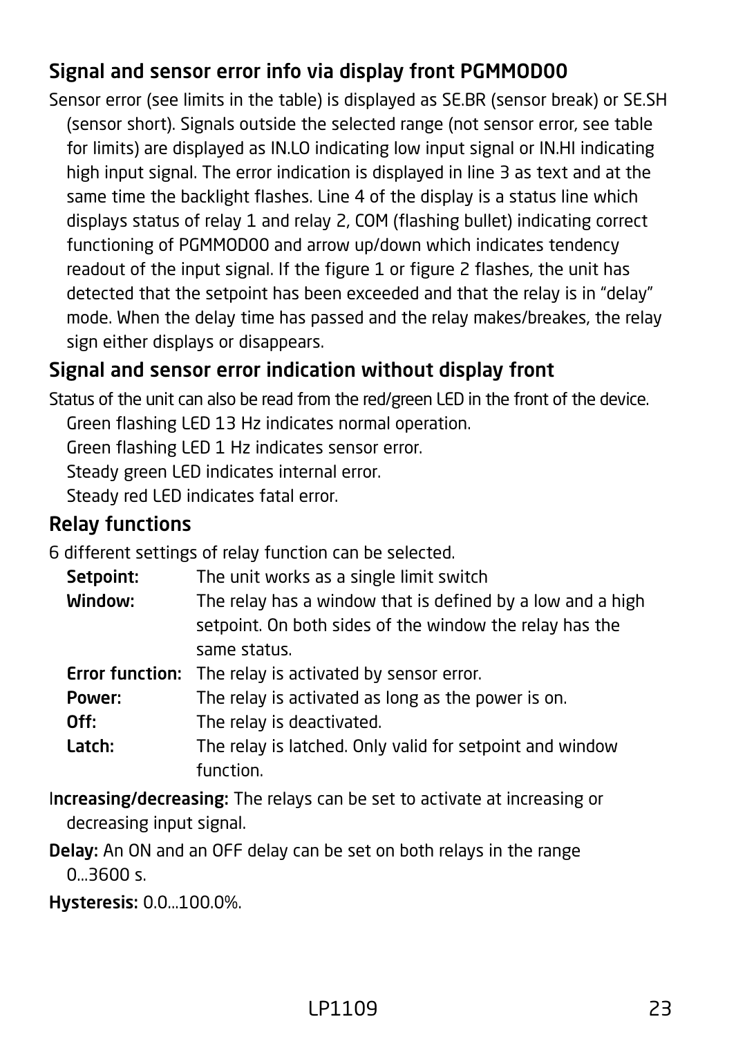## Signal and sensor error info via display front PGMMOD00

Sensor error (see limits in the table) is displayed as SE.BR (sensor break) or SE.SH (sensor short). Signals outside the selected range (not sensor error, see table for limits) are displayed as IN.LO indicating low input signal or IN.HI indicating high input signal. The error indication is displayed in line 3 as text and at the same time the backlight flashes. Line 4 of the display is a status line which displays status of relay 1 and relay 2, COM (flashing bullet) indicating correct functioning of PGMMOD00 and arrow up/down which indicates tendency readout of the input signal. If the figure 1 or figure 2 flashes, the unit has detected that the setpoint has been exceeded and that the relay is in "delay" mode. When the delay time has passed and the relay makes/breakes, the relay sign either displays or disappears.

## Signal and sensor error indication without display front

Status of the unit can also be read from the red/green LED in the front of the device.

Green flashing LED 13 Hz indicates normal operation.
Green flashing LED 1 Hz indicates sensor error.
Steady green LED indicates internal error.
Steady red LED indicates fatal error.

## Relay functions

6 different settings of relay function can be selected.

**Setpoint:** The unit works as a single limit switch

**Window:** The relay has a window that is defined by a low and a high setpoint. On both sides of the window the relay has the same status.

**Error function:** The relay is activated by sensor error.

**Power:** The relay is activated as long as the power is on.

**Off:** The relay is deactivated.

**Latch:** The relay is latched. Only valid for setpoint and window function.

**Increasing/decreasing:** The relays can be set to activate at increasing or decreasing input signal.

**Delay:** An ON and an OFF delay can be set on both relays in the range 0...3600 s.

**Hysteresis:** 0.0...100.0%.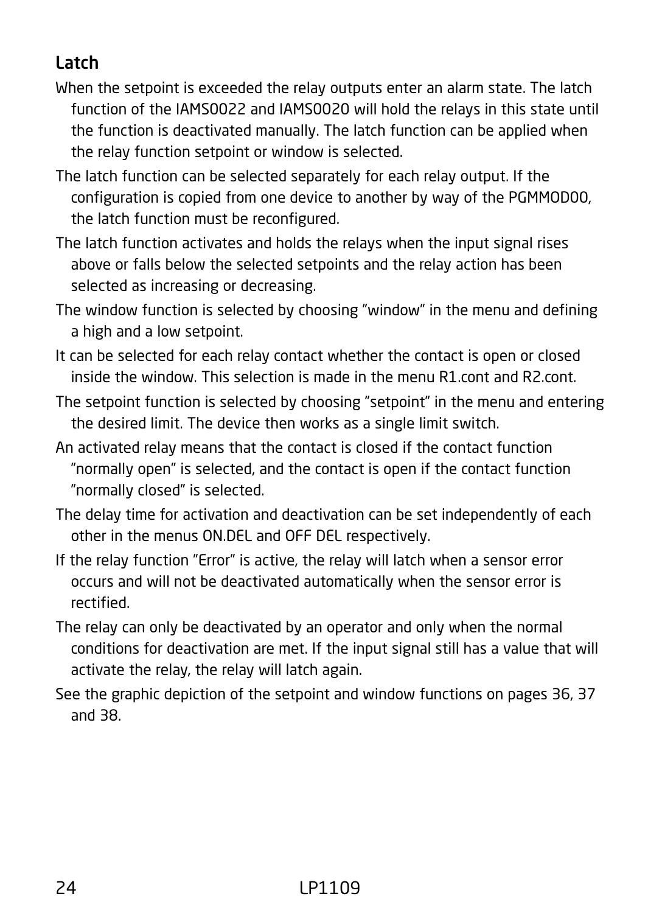## Latch

When the setpoint is exceeded the relay outputs enter an alarm state. The latch function of the IAMS0022 and IAMS0020 will hold the relays in this state until the function is deactivated manually. The latch function can be applied when the relay function setpoint or window is selected.

The latch function can be selected separately for each relay output. If the configuration is copied from one device to another by way of the PGMMOD00, the latch function must be reconfigured.

The latch function activates and holds the relays when the input signal rises above or falls below the selected setpoints and the relay action has been selected as increasing or decreasing.

The window function is selected by choosing ”window” in the menu and defining a high and a low setpoint.

It can be selected for each relay contact whether the contact is open or closed inside the window. This selection is made in the menu R1.cont and R2.cont.

The setpoint function is selected by choosing ”setpoint” in the menu and entering the desired limit. The device then works as a single limit switch.

An activated relay means that the contact is closed if the contact function ”normally open” is selected, and the contact is open if the contact function ”normally closed” is selected.

The delay time for activation and deactivation can be set independently of each other in the menus ON.DEL and OFF DEL respectively.

If the relay function ”Error” is active, the relay will latch when a sensor error occurs and will not be deactivated automatically when the sensor error is rectified.

The relay can only be deactivated by an operator and only when the normal conditions for deactivation are met. If the input signal still has a value that will activate the relay, the relay will latch again.

See the graphic depiction of the setpoint and window functions on pages 36, 37 and 38.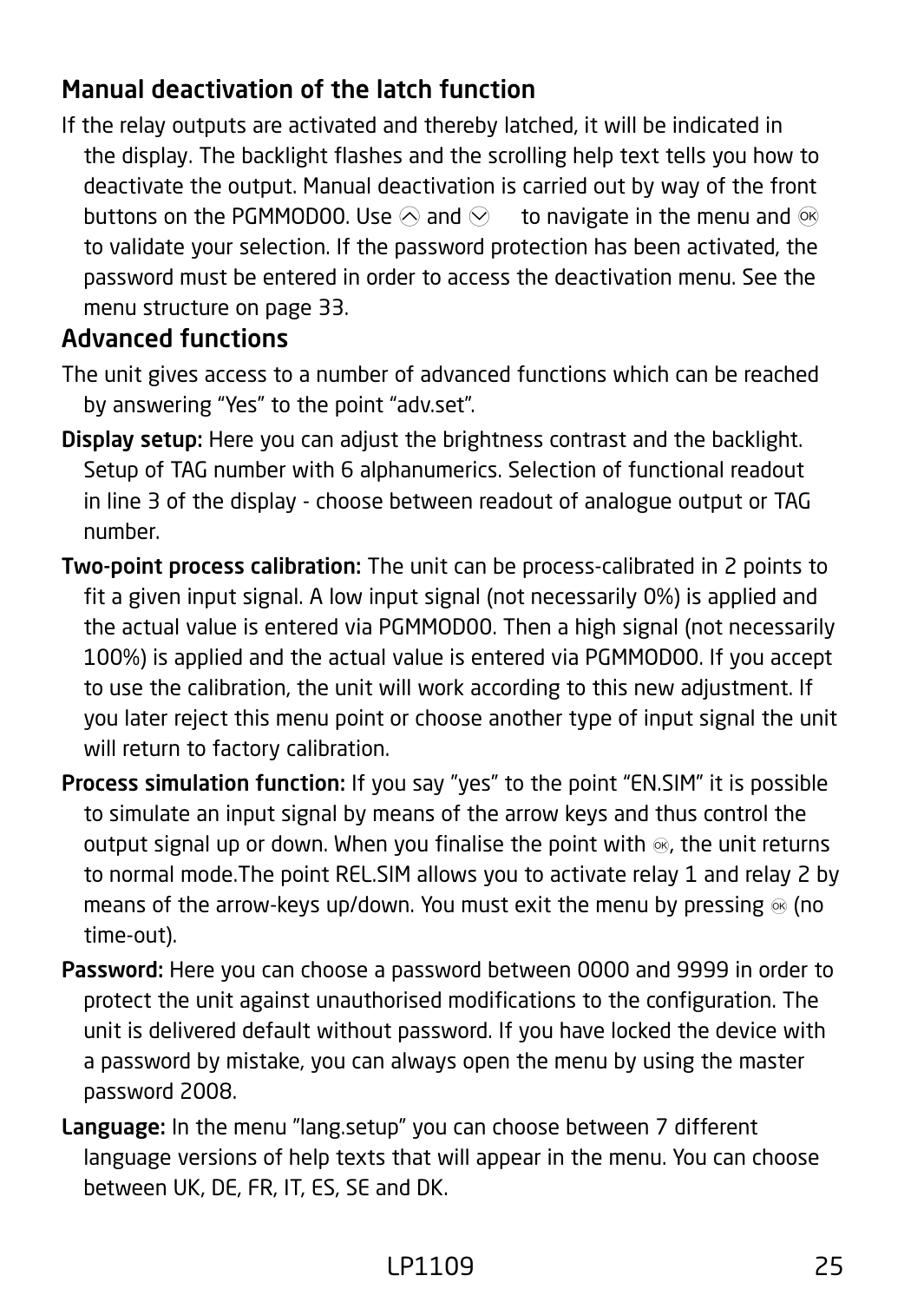## Manual deactivation of the latch function

If the relay outputs are activated and thereby latched, it will be indicated in the display. The backlight flashes and the scrolling help text tells you how to deactivate the output. Manual deactivation is carried out by way of the front buttons on the PGMMOD00. Use ⌃ and ⌄ to navigate in the menu and OK to validate your selection. If the password protection has been activated, the password must be entered in order to access the deactivation menu. See the menu structure on page 33.

## Advanced functions

The unit gives access to a number of advanced functions which can be reached by answering "Yes" to the point "adv.set".

**Display setup:** Here you can adjust the brightness contrast and the backlight. Setup of TAG number with 6 alphanumerics. Selection of functional readout in line 3 of the display - choose between readout of analogue output or TAG number.

**Two-point process calibration:** The unit can be process-calibrated in 2 points to fit a given input signal. A low input signal (not necessarily 0%) is applied and the actual value is entered via PGMMOD00. Then a high signal (not necessarily 100%) is applied and the actual value is entered via PGMMOD00. If you accept to use the calibration, the unit will work according to this new adjustment. If you later reject this menu point or choose another type of input signal the unit will return to factory calibration.

**Process simulation function:** If you say "yes" to the point "EN.SIM" it is possible to simulate an input signal by means of the arrow keys and thus control the output signal up or down. When you finalise the point with OK, the unit returns to normal mode.The point REL.SIM allows you to activate relay 1 and relay 2 by means of the arrow-keys up/down. You must exit the menu by pressing OK (no time-out).

**Password:** Here you can choose a password between 0000 and 9999 in order to protect the unit against unauthorised modifications to the configuration. The unit is delivered default without password. If you have locked the device with a password by mistake, you can always open the menu by using the master password 2008.

**Language:** In the menu "lang.setup" you can choose between 7 different language versions of help texts that will appear in the menu. You can choose between UK, DE, FR, IT, ES, SE and DK.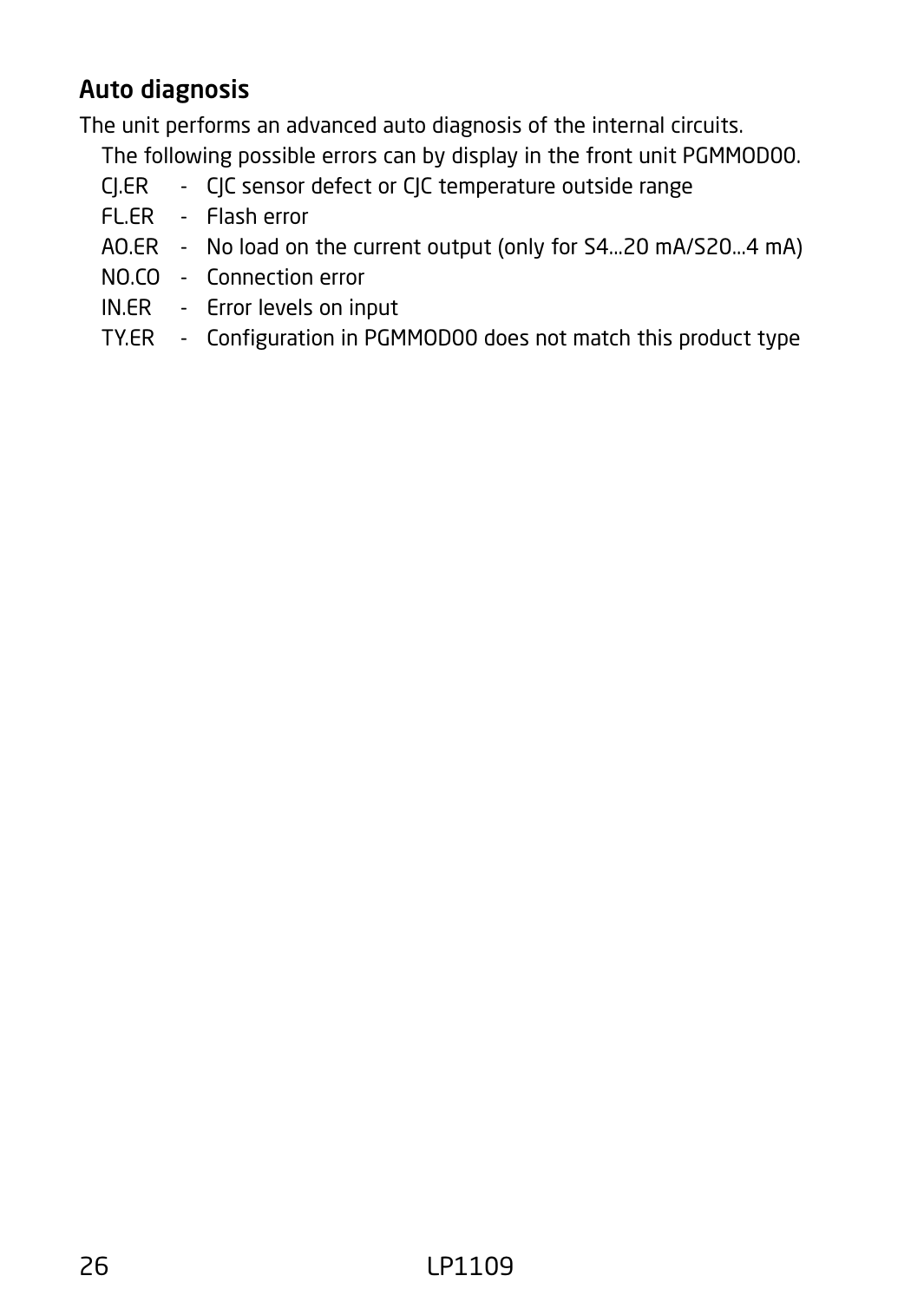## Auto diagnosis

The unit performs an advanced auto diagnosis of the internal circuits.

The following possible errors can by display in the front unit PGMMOD00.

CJ.ER - CJC sensor defect or CJC temperature outside range
FL.ER - Flash error
AO.ER - No load on the current output (only for S4...20 mA/S20...4 mA)
NO.CO - Connection error
IN.ER - Error levels on input
TY.ER - Configuration in PGMMOD00 does not match this product type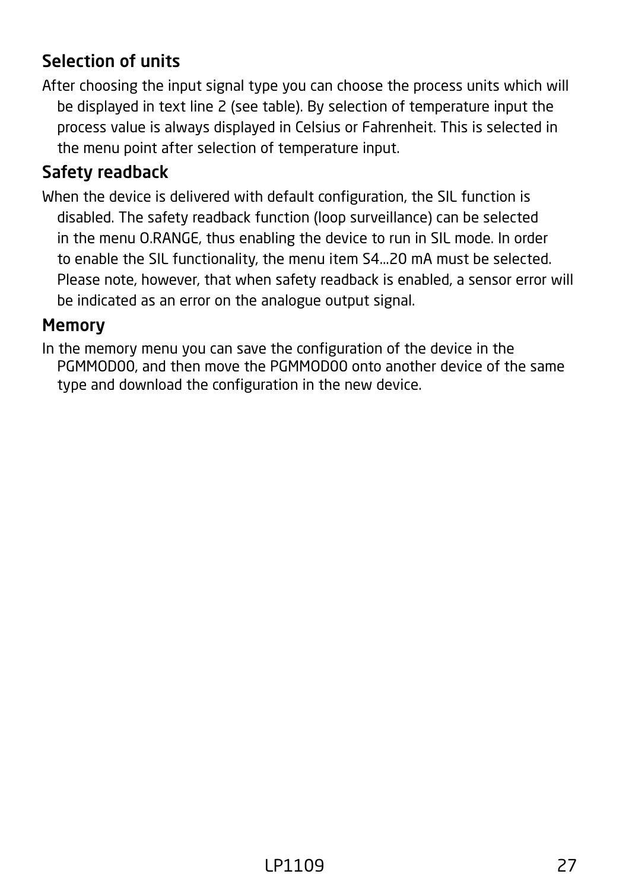## Selection of units

After choosing the input signal type you can choose the process units which will be displayed in text line 2 (see table). By selection of temperature input the process value is always displayed in Celsius or Fahrenheit. This is selected in the menu point after selection of temperature input.

## Safety readback

When the device is delivered with default configuration, the SIL function is disabled. The safety readback function (loop surveillance) can be selected in the menu O.RANGE, thus enabling the device to run in SIL mode. In order to enable the SIL functionality, the menu item S4...20 mA must be selected. Please note, however, that when safety readback is enabled, a sensor error will be indicated as an error on the analogue output signal.

## Memory

In the memory menu you can save the configuration of the device in the PGMMOD00, and then move the PGMMOD00 onto another device of the same type and download the configuration in the new device.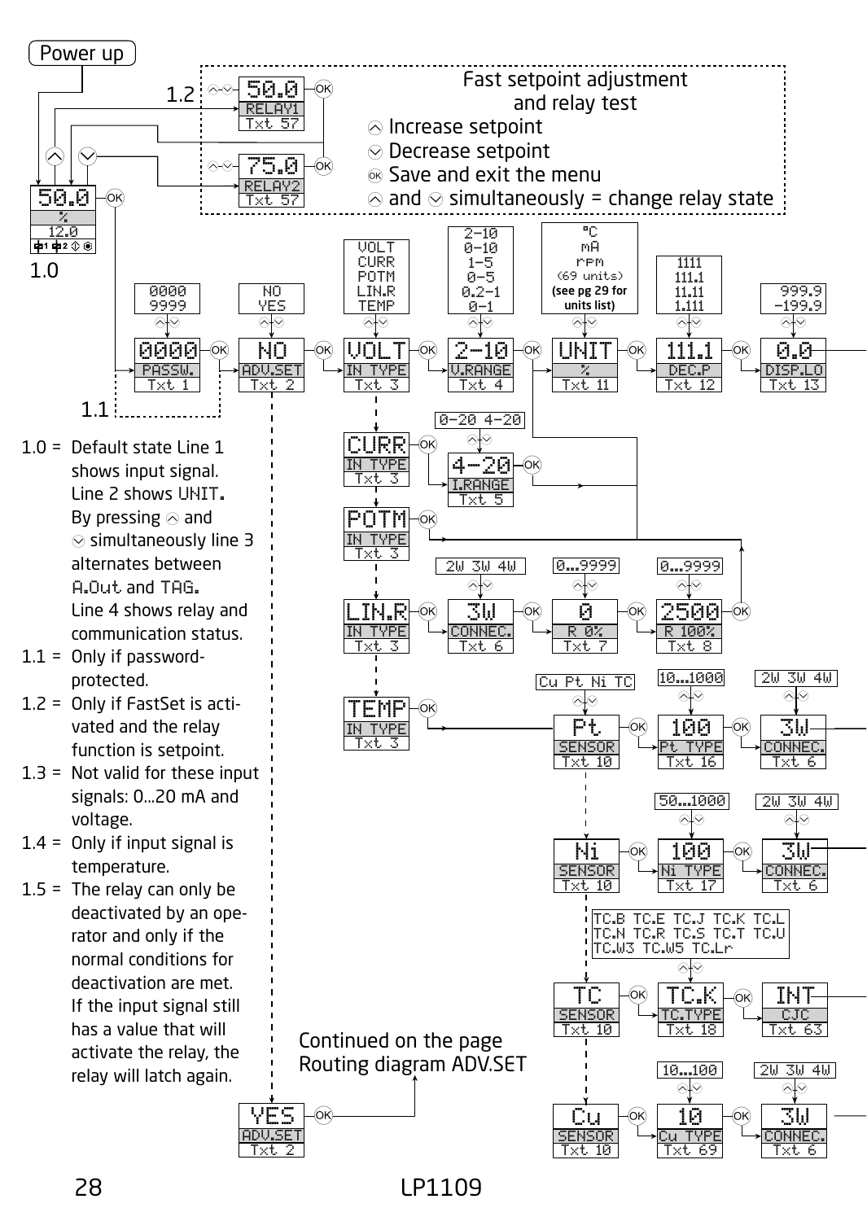Power up

Fast setpoint adjustment and relay test

- ⌃ Increase setpoint
- ⌄ Decrease setpoint
- OK Save and exit the menu
- ⌃ and ⌄ simultaneously = change relay state

1.2 — 50.0 RELAY1 Txt 57

75.0 RELAY2 Txt 57

1.0 — 50.0 % 12.0

1.1

| Display | Line 2 | Line 3 | Options |
|---|---|---|---|
| 0000 | PASSW. | Txt 1 | 0000 9999 |
| NO | ADV.SET | Txt 2 | NO YES |
| VOLT | IN TYPE | Txt 3 | VOLT CURR POTM LIN.R TEMP |
| 2-10 | V.RANGE | Txt 4 | 2-10 0-10 1-5 0-5 0.2-1 0-1 |
| UNIT | % | Txt 11 | °C mA rpm (69 units) (see pg 29 for units list) |
| 111.1 | DEC.P | Txt 12 | 1111 111.1 11.11 1.111 |
| 0.0 | DISP.LO | Txt 13 | 999.9 -199.9 |
| CURR | IN TYPE | Txt 3 | |
| 4-20 | I.RANGE | Txt 5 | 0-20 4-20 |
| POTM | IN TYPE | Txt 3 | |
| LIN.R | IN TYPE | Txt 3 | |
| 3W | CONNEC. | Txt 6 | 2W 3W 4W |
| 0 | R 0% | Txt 7 | 0...9999 |
| 2500 | R 100% | Txt 8 | 0...9999 |
| TEMP | IN TYPE | Txt 3 | |
| Pt | SENSOR | Txt 10 | Cu Pt Ni TC |
| 100 | Pt TYPE | Txt 16 | 10...1000 |
| 3W | CONNEC. | Txt 6 | 2W 3W 4W |
| Ni | SENSOR | Txt 10 | |
| 100 | Ni TYPE | Txt 17 | 50...1000 |
| 3W | CONNEC. | Txt 6 | 2W 3W 4W |
| TC | SENSOR | Txt 10 | |
| TC.K | TC.TYPE | Txt 18 | TC.B TC.E TC.J TC.K TC.L TC.N TC.R TC.S TC.T TC.U TC.W3 TC.W5 TC.Lr |
| INT | CJC | Txt 63 | |
| Cu | SENSOR | Txt 10 | |
| 10 | Cu TYPE | Txt 69 | 10...100 |
| 3W | CONNEC. | Txt 6 | 2W 3W 4W |
| YES | ADV.SET | Txt 2 | |

Continued on the page Routing diagram ADV.SET

1.0 = Default state Line 1 shows input signal. Line 2 shows UNIT. By pressing ⌃ and ⌄ simultaneously line 3 alternates between A.Out and TAG. Line 4 shows relay and communication status.

1.1 = Only if password-protected.

1.2 = Only if FastSet is activated and the relay function is setpoint.

1.3 = Not valid for these input signals: 0...20 mA and voltage.

1.4 = Only if input signal is temperature.

1.5 = The relay can only be deactivated by an operator and only if the normal conditions for deactivation are met. If the input signal still has a value that will activate the relay, the relay will latch again.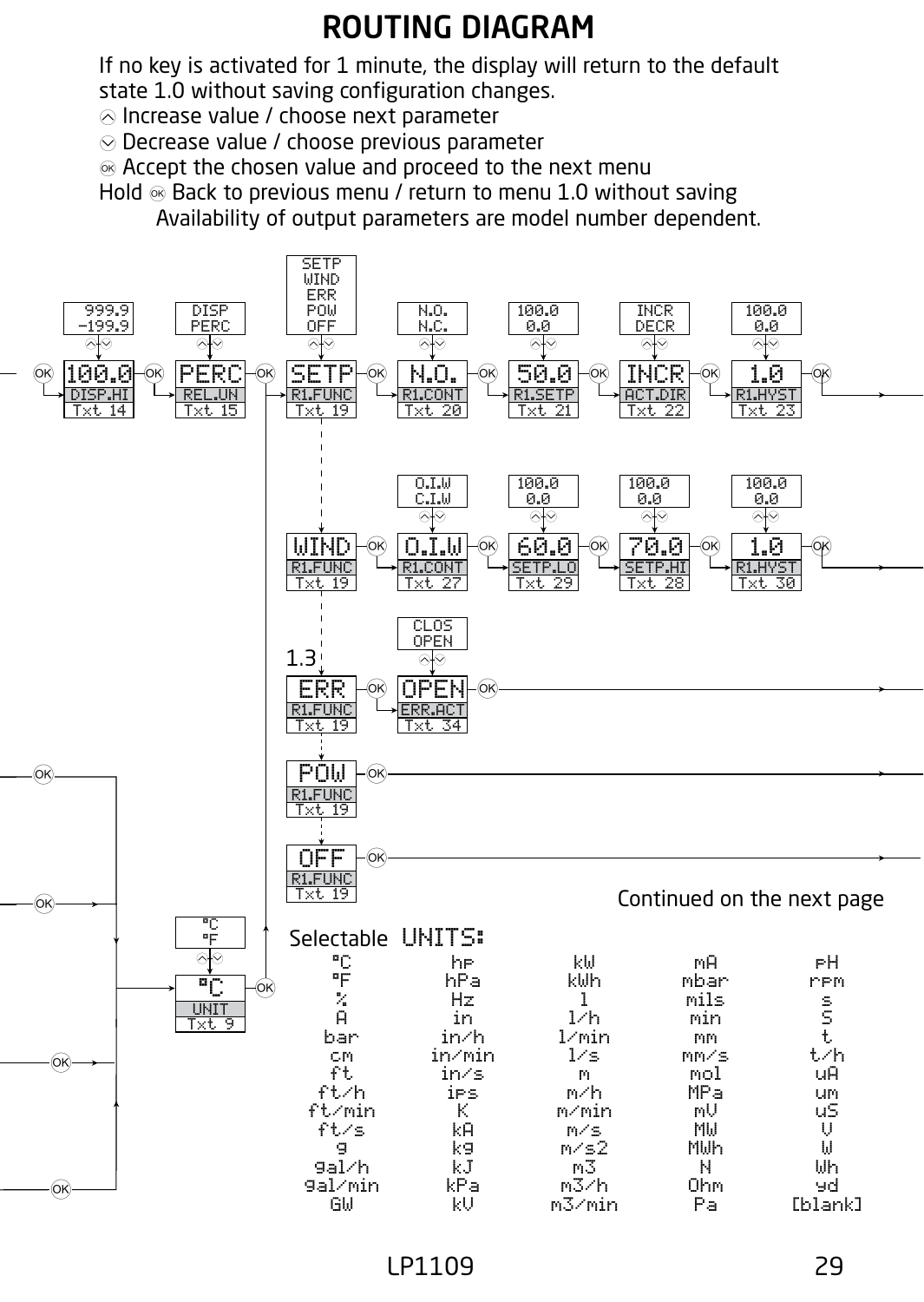# ROUTING DIAGRAM

If no key is activated for 1 minute, the display will return to the default state 1.0 without saving configuration changes.

- ⌃ Increase value / choose next parameter
- ⌄ Decrease value / choose previous parameter
- OK Accept the chosen value and proceed to the next menu
- Hold OK Back to previous menu / return to menu 1.0 without saving

Availability of output parameters are model number dependent.

| Display | Parameter | Text | Options |
|---|---|---|---|
| 100.0 | DISP.HI | Txt 14 | 999.9 / -199.9 |
| PERC | REL.UN | Txt 15 | DISP / PERC |
| SETP | R1.FUNC | Txt 19 | SETP / WIND / ERR / POW / OFF |
| N.O. | R1.CONT | Txt 20 | N.O. / N.C. |
| 50.0 | R1.SETP | Txt 21 | 100.0 / 0.0 |
| INCR | ACT.DIR | Txt 22 | INCR / DECR |
| 1.0 | R1.HYST | Txt 23 | 100.0 / 0.0 |

| Display | Parameter | Text | Options |
|---|---|---|---|
| WIND | R1.FUNC | Txt 19 | |
| O.I.W | R1.CONT | Txt 27 | O.I.W / C.I.W |
| 60.0 | SETP.LO | Txt 29 | 100.0 / 0.0 |
| 70.0 | SETP.HI | Txt 28 | 100.0 / 0.0 |
| 1.0 | R1.HYST | Txt 30 | 100.0 / 0.0 |

1.3

| Display | Parameter | Text | Options |
|---|---|---|---|
| ERR | R1.FUNC | Txt 19 | |
| OPEN | ERR.ACT | Txt 34 | CLOS / OPEN |

| Display | Parameter | Text |
|---|---|---|
| POW | R1.FUNC | Txt 19 |
| OFF | R1.FUNC | Txt 19 |

| Display | Parameter | Text | Options |
|---|---|---|---|
| °C | UNIT | Txt 9 | °C / °F |

Continued on the next page

Selectable UNITS:

| | | | | |
|---|---|---|---|---|
| °C | hp | kW | mA | pH |
| °F | hPa | kWh | mbar | rpm |
| % | Hz | l | mils | s |
| A | in | l/h | min | S |
| bar | in/h | l/min | mm | t |
| cm | in/min | l/s | mm/s | t/h |
| ft | in/s | m | mol | uA |
| ft/h | ips | m/h | MPa | um |
| ft/min | K | m/min | mV | uS |
| ft/s | kA | m/s | MW | V |
| g | kg | m/s2 | MWh | W |
| gal/h | kJ | m3 | N | Wh |
| gal/min | kPa | m3/h | Ohm | yd |
| GW | kV | m3/min | Pa | [blank] |

LP1109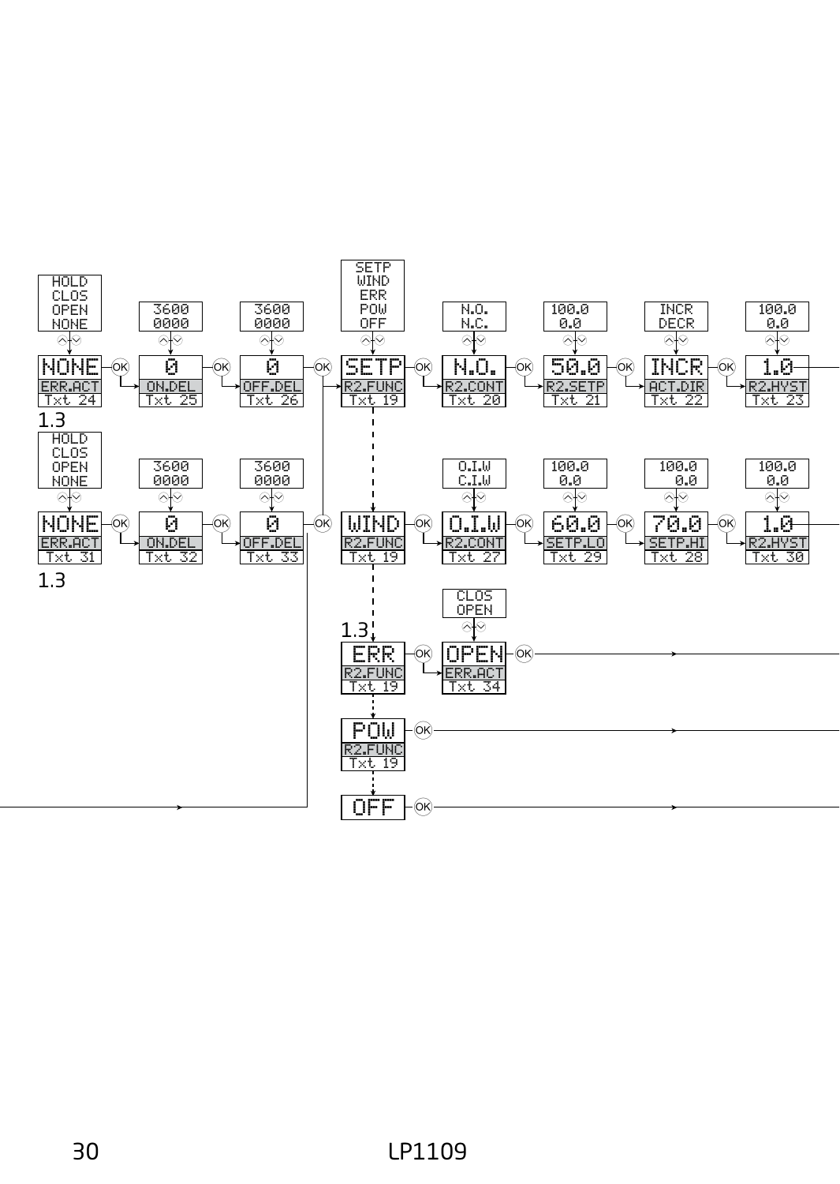| Options | Display | Parameter | Text |
| --- | --- | --- | --- |
| HOLD / CLOS / OPEN / NONE | NONE | ERR.ACT | Txt 24 |
| 3600 / 0000 | 0 | ON.DEL | Txt 25 |
| 3600 / 0000 | 0 | OFF.DEL | Txt 26 |
| SETP / WIND / ERR / POW / OFF | SETP | R2.FUNC | Txt 19 |
| N.O. / N.C. | N.O. | R2.CONT | Txt 20 |
| 100.0 / 0.0 | 50.0 | R2.SETP | Txt 21 |
| INCR / DECR | INCR | ACT.DIR | Txt 22 |
| 100.0 / 0.0 | 1.0 | R2.HYST | Txt 23 |

1.3

| Options | Display | Parameter | Text |
| --- | --- | --- | --- |
| HOLD / CLOS / OPEN / NONE | NONE | ERR.ACT | Txt 31 |
| 3600 / 0000 | 0 | ON.DEL | Txt 32 |
| 3600 / 0000 | 0 | OFF.DEL | Txt 33 |
| | WIND | R2.FUNC | Txt 19 |
| O.I.W / C.I.W | O.I.W | R2.CONT | Txt 27 |
| 100.0 / 0.0 | 60.0 | SETP.LO | Txt 29 |
| 100.0 / 0.0 | 70.0 | SETP.HI | Txt 28 |
| 100.0 / 0.0 | 1.0 | R2.HYST | Txt 30 |

1.3

| Options | Display | Parameter | Text |
| --- | --- | --- | --- |
| | ERR | R2.FUNC | Txt 19 |
| CLOS / OPEN | OPEN | ERR.ACT | Txt 34 |

1.3

| Display | Parameter | Text |
| --- | --- | --- |
| POW | R2.FUNC | Txt 19 |
| OFF | | |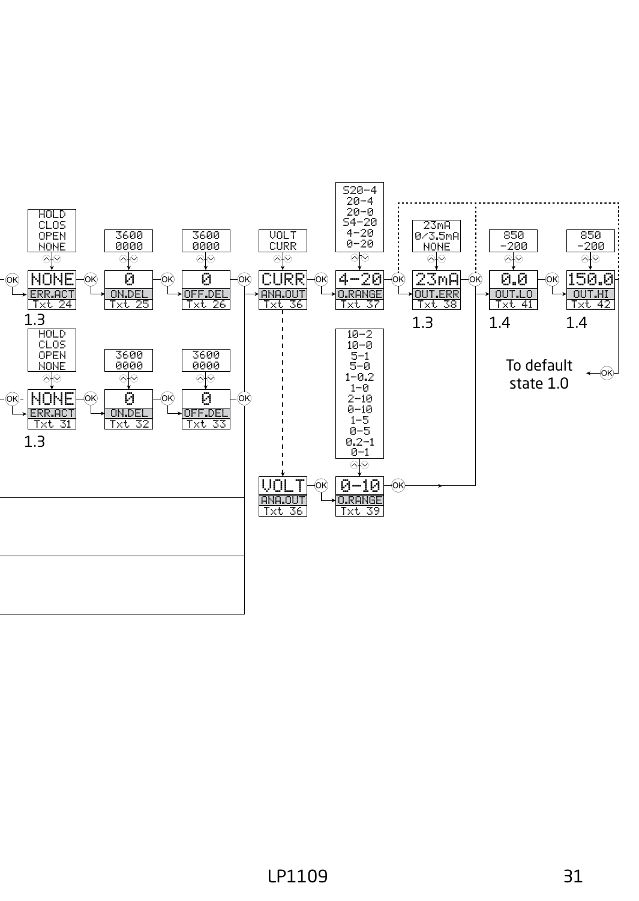| Options | Display | Parameter | Text | Ref |
|---|---|---|---|---|
| HOLD / CLOS / OPEN / NONE | NONE | ERR.ACT | Txt 24 | 1.3 |
| 3600 / 0000 | 0 | ON.DEL | Txt 25 | |
| 3600 / 0000 | 0 | OFF.DEL | Txt 26 | |
| VOLT / CURR | CURR | ANA.OUT | Txt 36 | |
| S20-4 / 20-4 / 20-0 / S4-20 / 4-20 / 0-20 | 4-20 | O.RANGE | Txt 37 | |
| 23mA / 0/3.5mA / NONE | 23mA | OUT.ERR | Txt 38 | 1.3 |
| 850 / -200 | 0.0 | OUT.LO | Txt 41 | 1.4 |
| 850 / -200 | 150.0 | OUT.HI | Txt 42 | 1.4 |

| Options | Display | Parameter | Text | Ref |
|---|---|---|---|---|
| HOLD / CLOS / OPEN / NONE | NONE | ERR.ACT | Txt 31 | 1.3 |
| 3600 / 0000 | 0 | ON.DEL | Txt 32 | |
| 3600 / 0000 | 0 | OFF.DEL | Txt 33 | |

| Options | Display | Parameter | Text |
|---|---|---|---|
| | VOLT | ANA.OUT | Txt 36 |
| 10-2 / 10-0 / 5-1 / 5-0 / 1-0.2 / 1-0 / 2-10 / 0-10 / 1-5 / 0-5 / 0.2-1 / 0-1 | 0-10 | O.RANGE | Txt 39 |

To default state 1.0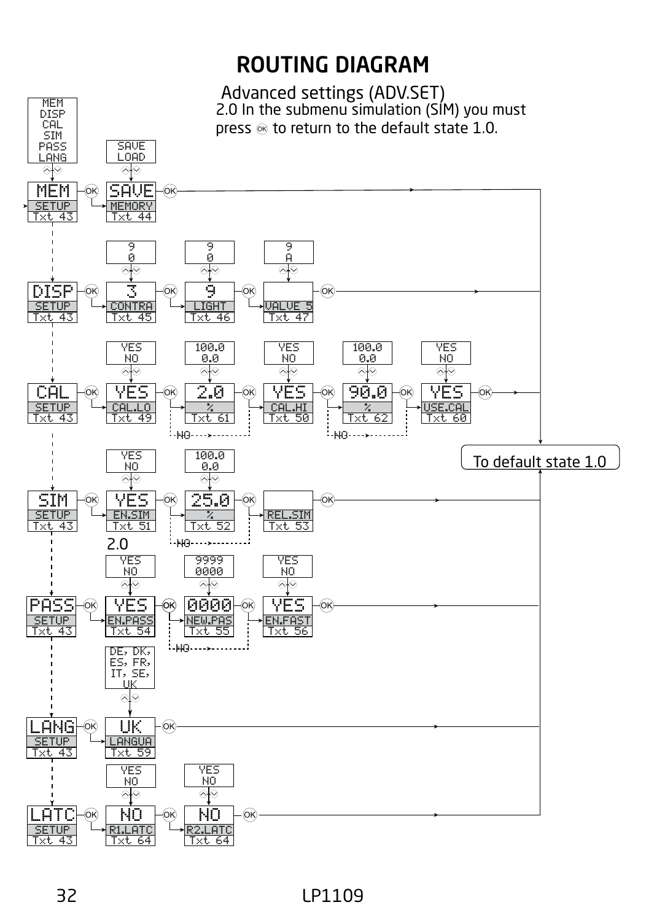# ROUTING DIAGRAM

## Advanced settings (ADV.SET)

2.0 In the submenu simulation (SIM) you must press OK to return to the default state 1.0.

MEM / DISP / CAL / SIM / PASS / LANG

**MEM** (SETUP, Txt 43) → OK → **SAVE** (MEMORY, Txt 44; options: SAVE, LOAD) → OK → To default state 1.0

**DISP** (SETUP, Txt 43) → OK → **3** (CONTRA, Txt 45; 9–0) → OK → **9** (LIGHT, Txt 46; 9–0) → OK → VALVE 5 (Txt 47; 9–A) → OK → To default state 1.0

**CAL** (SETUP, Txt 43) → OK → **YES** (CAL.LO, Txt 49; YES/NO) → OK → **2.0** (%, Txt 61; 100.0–0.0) → OK → **YES** (CAL.HI, Txt 50; YES/NO) → OK → **90.0** (%, Txt 62; 100.0–0.0) → OK → **YES** (USE.CAL, Txt 60; YES/NO) → OK → To default state 1.0
(NO at CAL.LO skips to CAL.HI; NO at CAL.HI skips to USE.CAL)

**SIM** (SETUP, Txt 43) → OK → **YES** (EN.SIM, Txt 51; YES/NO) → OK → **25.0** (%, Txt 52; 100.0–0.0) → OK → REL.SIM (Txt 53) → OK → To default state 1.0
(NO at EN.SIM skips to REL.SIM)

2.0

**PASS** (SETUP, Txt 43) → OK → **YES** (EN.PASS, Txt 54; YES/NO) → OK → **0000** (NEW.PAS, Txt 55; 9999–0000) → OK → **YES** (EN.FAST, Txt 56; YES/NO) → OK → To default state 1.0
(NO at EN.PASS skips to EN.FAST)

**LANG** (SETUP, Txt 43) → OK → **UK** (LANGUA, Txt 59; DE, DK, ES, FR, IT, SE, UK) → OK → To default state 1.0

**LATC** (SETUP, Txt 43) → OK → **NO** (R1.LATC, Txt 64; YES/NO) → OK → **NO** (R2.LATC, Txt 64; YES/NO) → OK → To default state 1.0

To default state 1.0

LP1109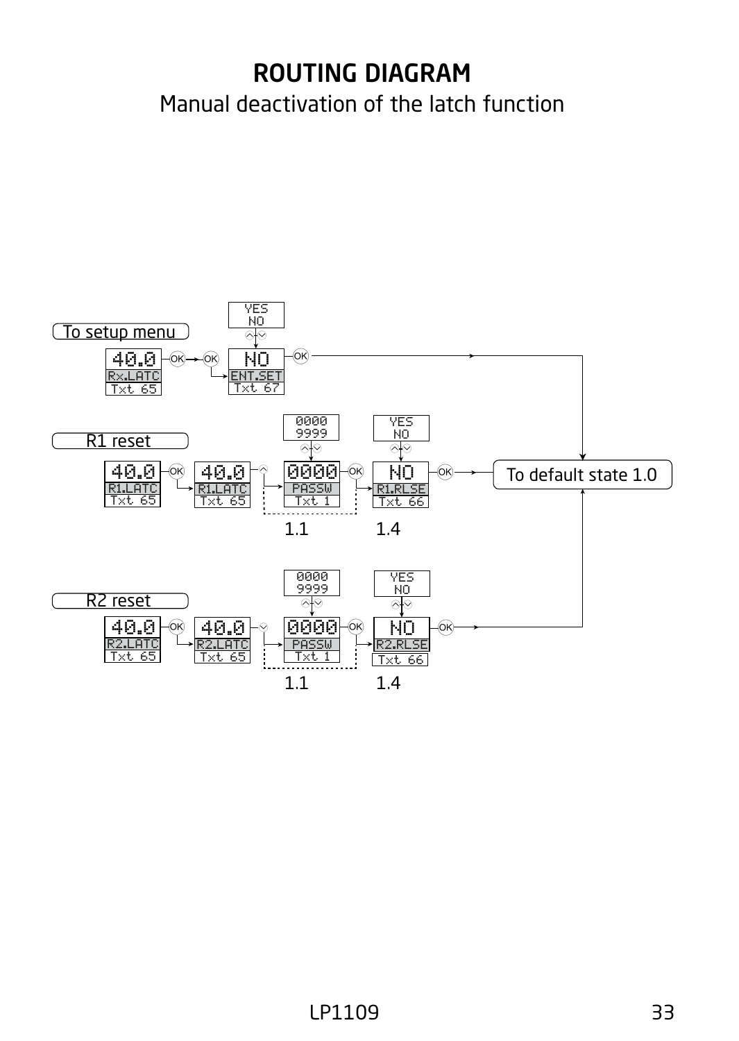# ROUTING DIAGRAM

Manual deactivation of the latch function

To setup menu

40.0
Rx.LATC
Txt 65

YES
NO

NO
ENT.SET
Txt 67

R1 reset

40.0
R1.LATC
Txt 65

40.0
R1.LATC
Txt 65

0000
9999

0000
PASSW
Txt 1

YES
NO

NO
R1.RLSE
Txt 66

To default state 1.0

1.1 1.4

R2 reset

40.0
R2.LATC
Txt 65

40.0
R2.LATC
Txt 65

0000
9999

0000
PASSW
Txt 1

YES
NO

NO
R2.RLSE
Txt 66

1.1 1.4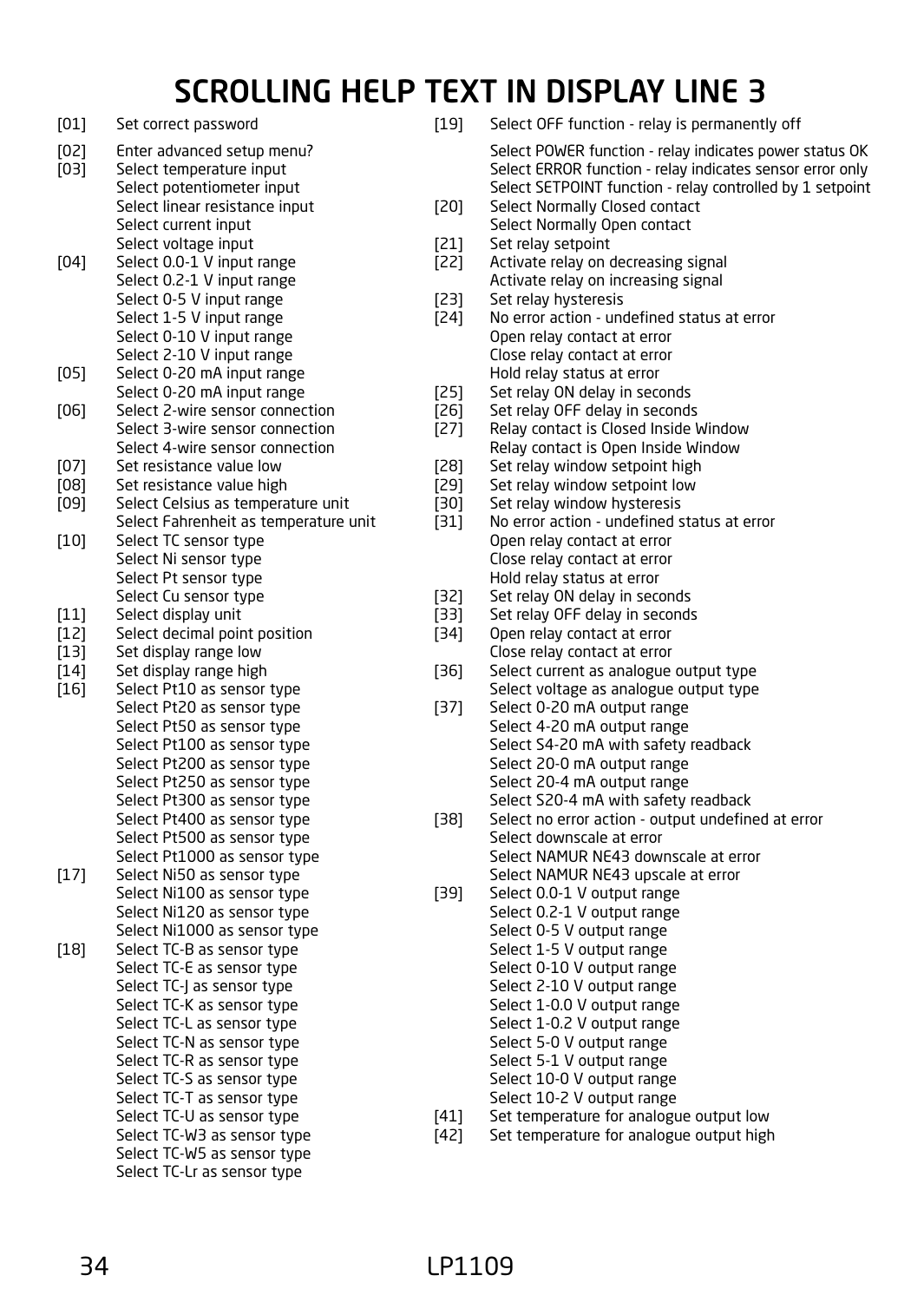# SCROLLING HELP TEXT IN DISPLAY LINE 3

[01] Set correct password

[02] Enter advanced setup menu?

[03] Select temperature input
Select potentiometer input
Select linear resistance input
Select current input
Select voltage input

[04] Select 0.0-1 V input range
Select 0.2-1 V input range
Select 0-5 V input range
Select 1-5 V input range
Select 0-10 V input range
Select 2-10 V input range

[05] Select 0-20 mA input range
Select 0-20 mA input range

[06] Select 2-wire sensor connection
Select 3-wire sensor connection
Select 4-wire sensor connection

[07] Set resistance value low

[08] Set resistance value high

[09] Select Celsius as temperature unit
Select Fahrenheit as temperature unit

[10] Select TC sensor type
Select Ni sensor type
Select Pt sensor type
Select Cu sensor type

[11] Select display unit

[12] Select decimal point position

[13] Set display range low

[14] Set display range high

[16] Select Pt10 as sensor type
Select Pt20 as sensor type
Select Pt50 as sensor type
Select Pt100 as sensor type
Select Pt200 as sensor type
Select Pt250 as sensor type
Select Pt300 as sensor type
Select Pt400 as sensor type
Select Pt500 as sensor type
Select Pt1000 as sensor type

[17] Select Ni50 as sensor type
Select Ni100 as sensor type
Select Ni120 as sensor type
Select Ni1000 as sensor type

[18] Select TC-B as sensor type
Select TC-E as sensor type
Select TC-J as sensor type
Select TC-K as sensor type
Select TC-L as sensor type
Select TC-N as sensor type
Select TC-R as sensor type
Select TC-S as sensor type
Select TC-T as sensor type
Select TC-U as sensor type
Select TC-W3 as sensor type
Select TC-W5 as sensor type
Select TC-Lr as sensor type

[19] Select OFF function - relay is permanently off
Select POWER function - relay indicates power status OK
Select ERROR function - relay indicates sensor error only
Select SETPOINT function - relay controlled by 1 setpoint

[20] Select Normally Closed contact
Select Normally Open contact

[21] Set relay setpoint

[22] Activate relay on decreasing signal
Activate relay on increasing signal

[23] Set relay hysteresis

[24] No error action - undefined status at error
Open relay contact at error
Close relay contact at error
Hold relay status at error

[25] Set relay ON delay in seconds

[26] Set relay OFF delay in seconds

[27] Relay contact is Closed Inside Window
Relay contact is Open Inside Window

[28] Set relay window setpoint high

[29] Set relay window setpoint low

[30] Set relay window hysteresis

[31] No error action - undefined status at error
Open relay contact at error
Close relay contact at error
Hold relay status at error

[32] Set relay ON delay in seconds

[33] Set relay OFF delay in seconds

[34] Open relay contact at error
Close relay contact at error

[36] Select current as analogue output type
Select voltage as analogue output type

[37] Select 0-20 mA output range
Select 4-20 mA output range
Select S4-20 mA with safety readback
Select 20-0 mA output range
Select 20-4 mA output range
Select S20-4 mA with safety readback

[38] Select no error action - output undefined at error
Select downscale at error
Select NAMUR NE43 downscale at error
Select NAMUR NE43 upscale at error

[39] Select 0.0-1 V output range
Select 0.2-1 V output range
Select 0-5 V output range
Select 1-5 V output range
Select 0-10 V output range
Select 2-10 V output range
Select 1-0.0 V output range
Select 1-0.2 V output range
Select 5-0 V output range
Select 5-1 V output range
Select 10-0 V output range
Select 10-2 V output range

[41] Set temperature for analogue output low

[42] Set temperature for analogue output high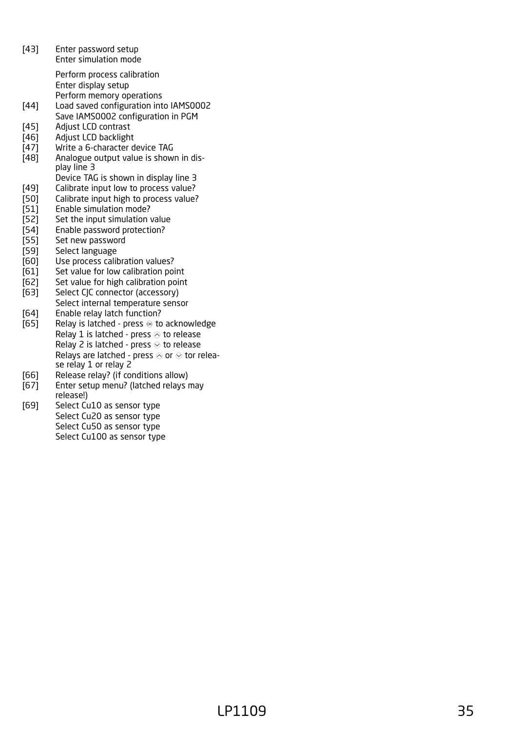[43] Enter password setup
Enter simulation mode

Perform process calibration
Enter display setup
Perform memory operations

[44] Load saved configuration into IAMS0002
Save IAMS0002 configuration in PGM

[45] Adjust LCD contrast

[46] Adjust LCD backlight

[47] Write a 6-character device TAG

[48] Analogue output value is shown in display line 3
Device TAG is shown in display line 3

[49] Calibrate input low to process value?

[50] Calibrate input high to process value?

[51] Enable simulation mode?

[52] Set the input simulation value

[54] Enable password protection?

[55] Set new password

[59] Select language

[60] Use process calibration values?

[61] Set value for low calibration point

[62] Set value for high calibration point

[63] Select CJC connector (accessory)
Select internal temperature sensor

[64] Enable relay latch function?

[65] Relay is latched - press ⓞ to acknowledge
Relay 1 is latched - press ⌃ to release
Relay 2 is latched - press ⌄ to release
Relays are latched - press ⌃ or ⌄ tor release relay 1 or relay 2

[66] Release relay? (if conditions allow)

[67] Enter setup menu? (latched relays may release!)

[69] Select Cu10 as sensor type
Select Cu20 as sensor type
Select Cu50 as sensor type
Select Cu100 as sensor type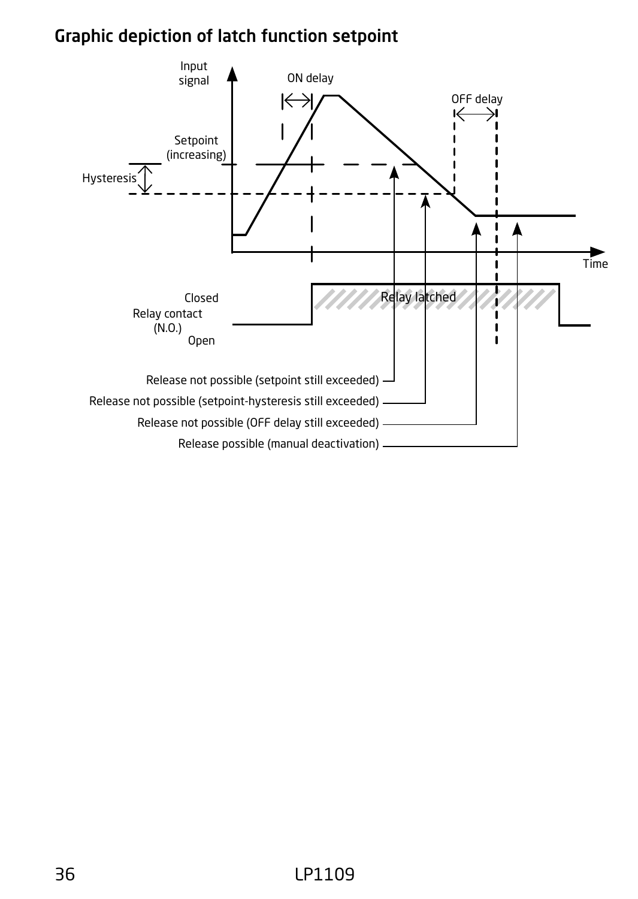## Graphic depiction of latch function setpoint

Input signal

ON delay

OFF delay

Setpoint (increasing)

Hysteresis

Time

Closed

Relay contact (N.O.)

Open

Relay latched

Release not possible (setpoint still exceeded)

Release not possible (setpoint-hysteresis still exceeded)

Release not possible (OFF delay still exceeded)

Release possible (manual deactivation)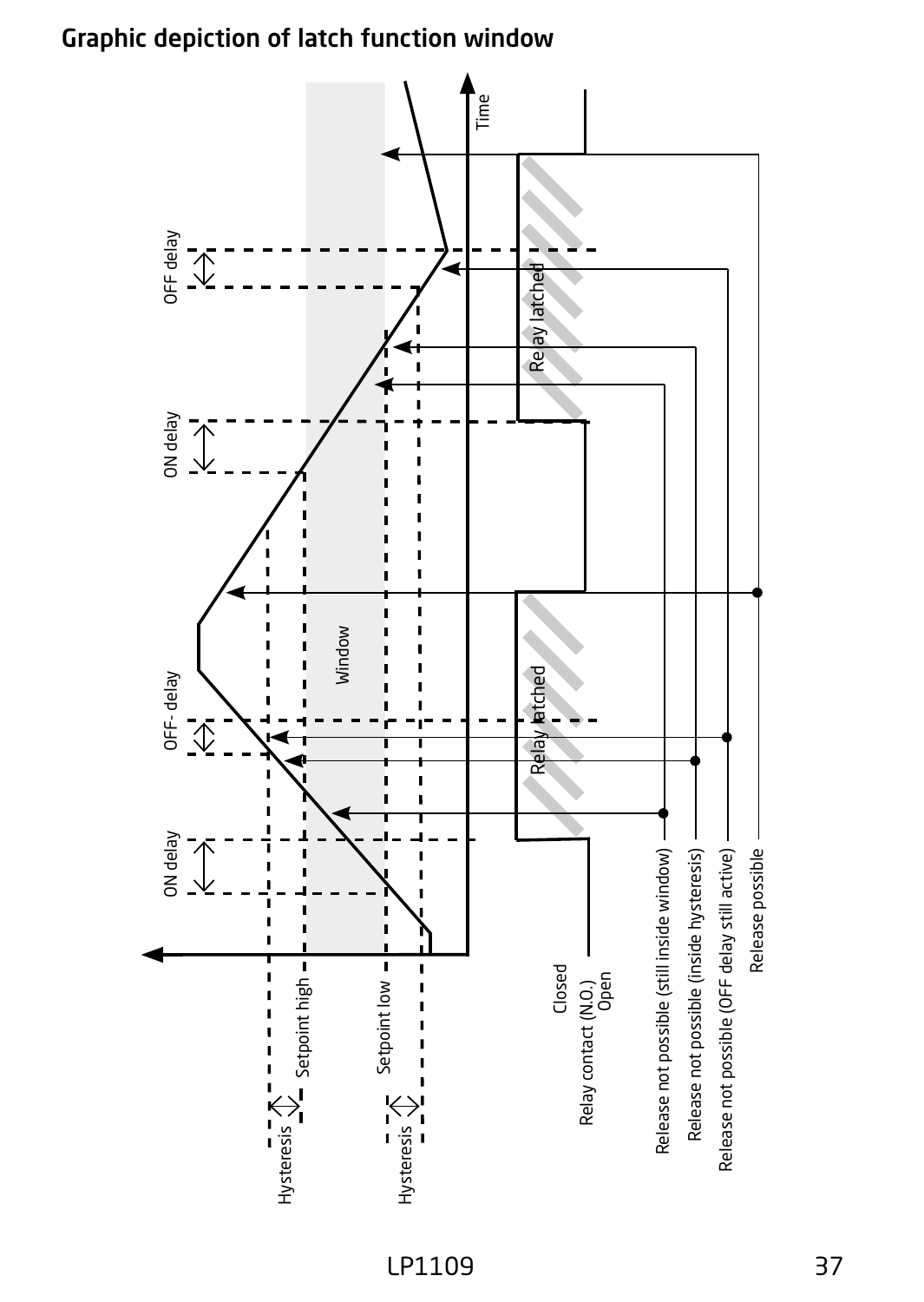## Graphic depiction of latch function window

Time

OFF delay

ON delay

OFF- delay

ON delay

Window

Relay latched

Relay latched

Hysteresis

Setpoint high

Setpoint low

Hysteresis

Closed

Relay contact (N.O.)

Open

Release not possible (still inside window)

Release not possible (inside hysteresis)

Release not possible (OFF delay still active)

Release possible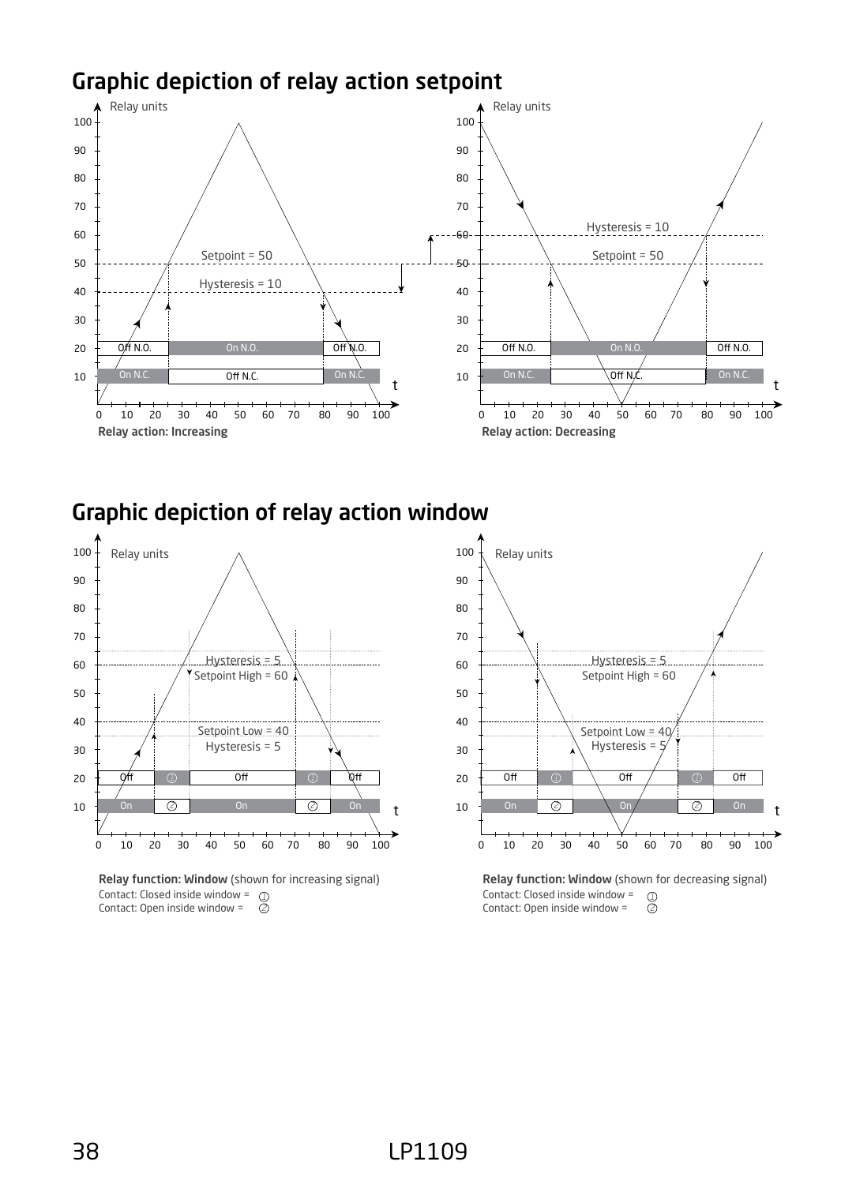## Graphic depiction of relay action setpoint

Relay action: Increasing

Relay action: Decreasing

## Graphic depiction of relay action window

**Relay function: Window** (shown for increasing signal)
Contact: Closed inside window = ①
Contact: Open inside window = ⊘

**Relay function: Window** (shown for decreasing signal)
Contact: Closed inside window = ①
Contact: Open inside window = ⊘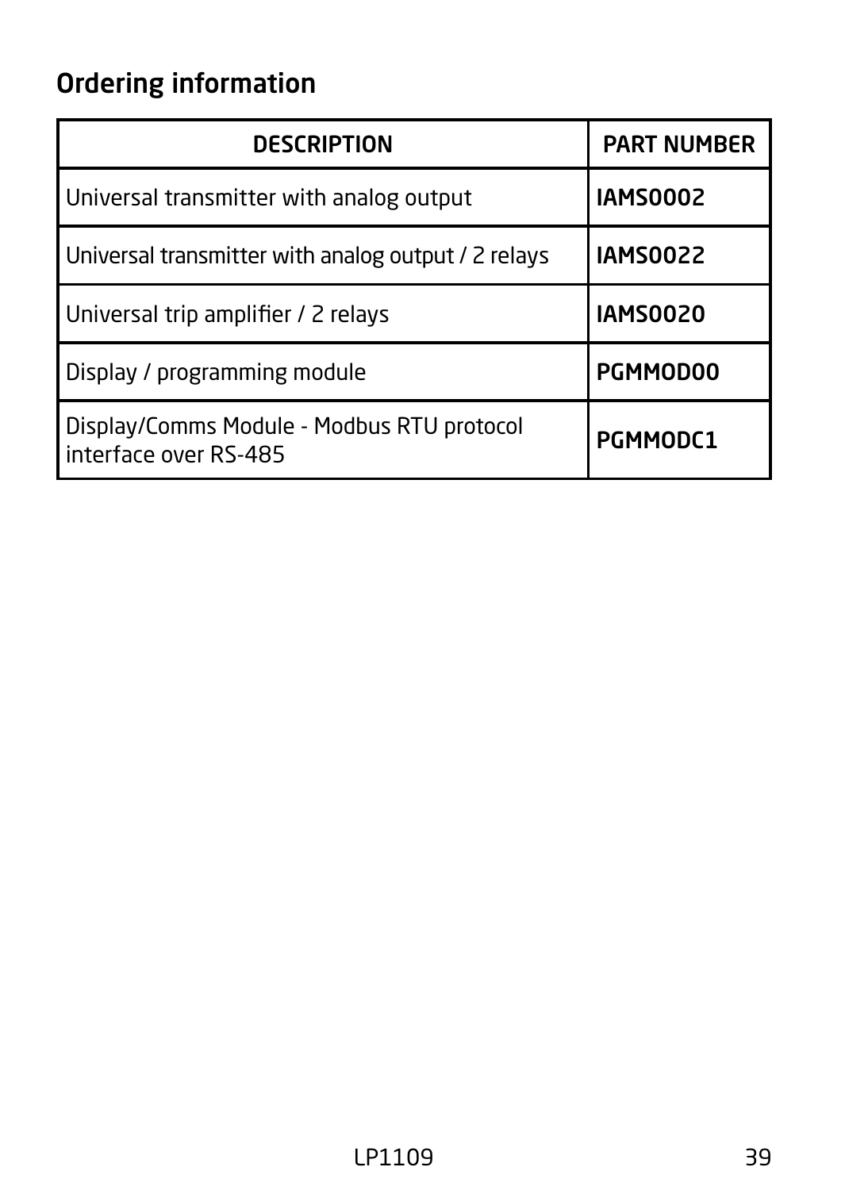## Ordering information

| DESCRIPTION | PART NUMBER |
|---|---|
| Universal transmitter with analog output | **IAMS0002** |
| Universal transmitter with analog output / 2 relays | **IAMS0022** |
| Universal trip amplifier / 2 relays | **IAMS0020** |
| Display / programming module | **PGMMOD00** |
| Display/Comms Module - Modbus RTU protocol interface over RS-485 | **PGMMODC1** |